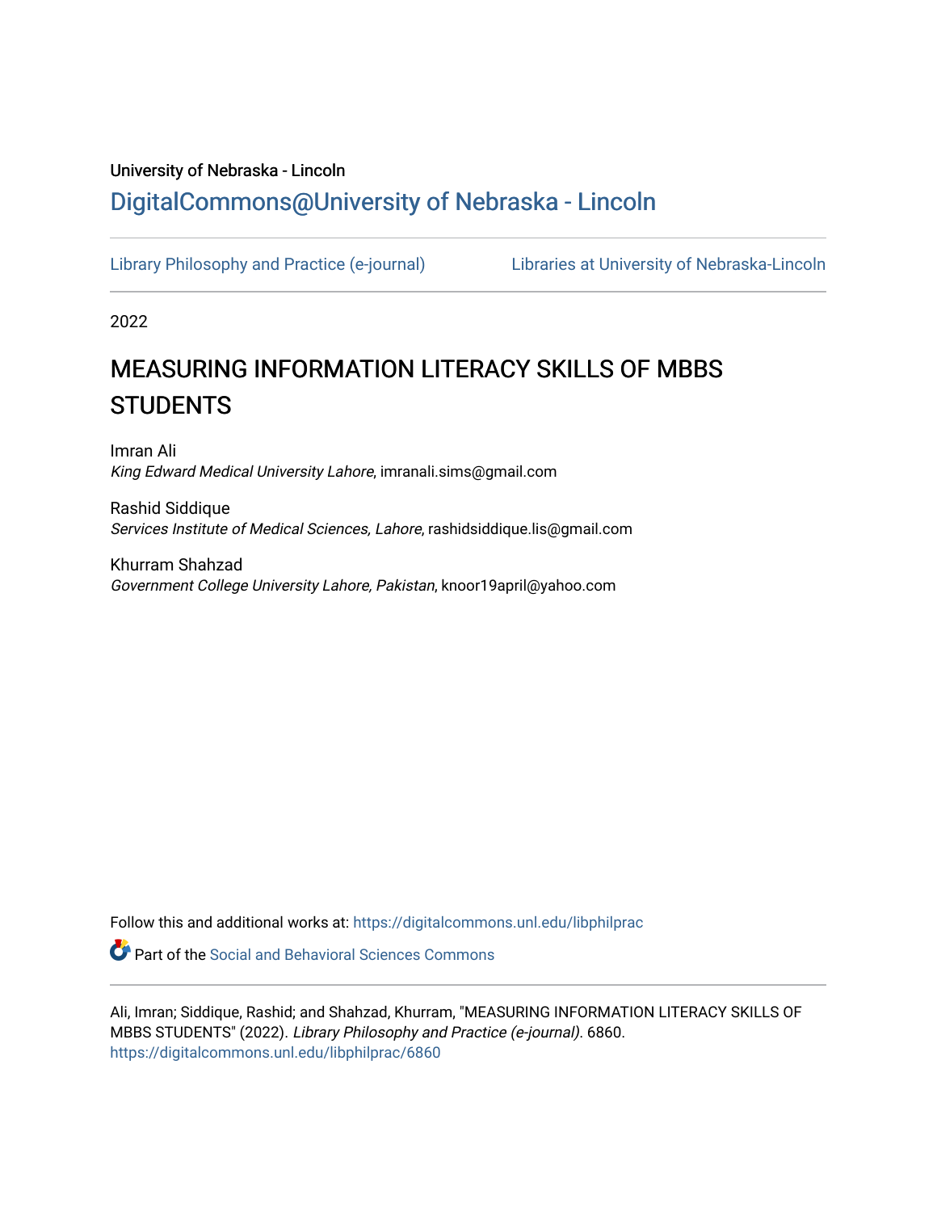University of Nebraska - Lincoln

## DigitalCommons@University of Nebraska - Lincoln

Library Philosophy and Practice (e-journal) | Libraries at University of Nebraska-Lincoln

2022

# MEASURING INFORMATION LITERACY SKILLS OF MBBS STUDENTS

Imran Ali
*King Edward Medical University Lahore*, imranali.sims@gmail.com

Rashid Siddique
*Services Institute of Medical Sciences, Lahore*, rashidsiddique.lis@gmail.com

Khurram Shahzad
*Government College University Lahore, Pakistan*, knoor19april@yahoo.com

Follow this and additional works at: https://digitalcommons.unl.edu/libphilprac

Part of the Social and Behavioral Sciences Commons

Ali, Imran; Siddique, Rashid; and Shahzad, Khurram, "MEASURING INFORMATION LITERACY SKILLS OF MBBS STUDENTS" (2022). *Library Philosophy and Practice (e-journal)*. 6860.
https://digitalcommons.unl.edu/libphilprac/6860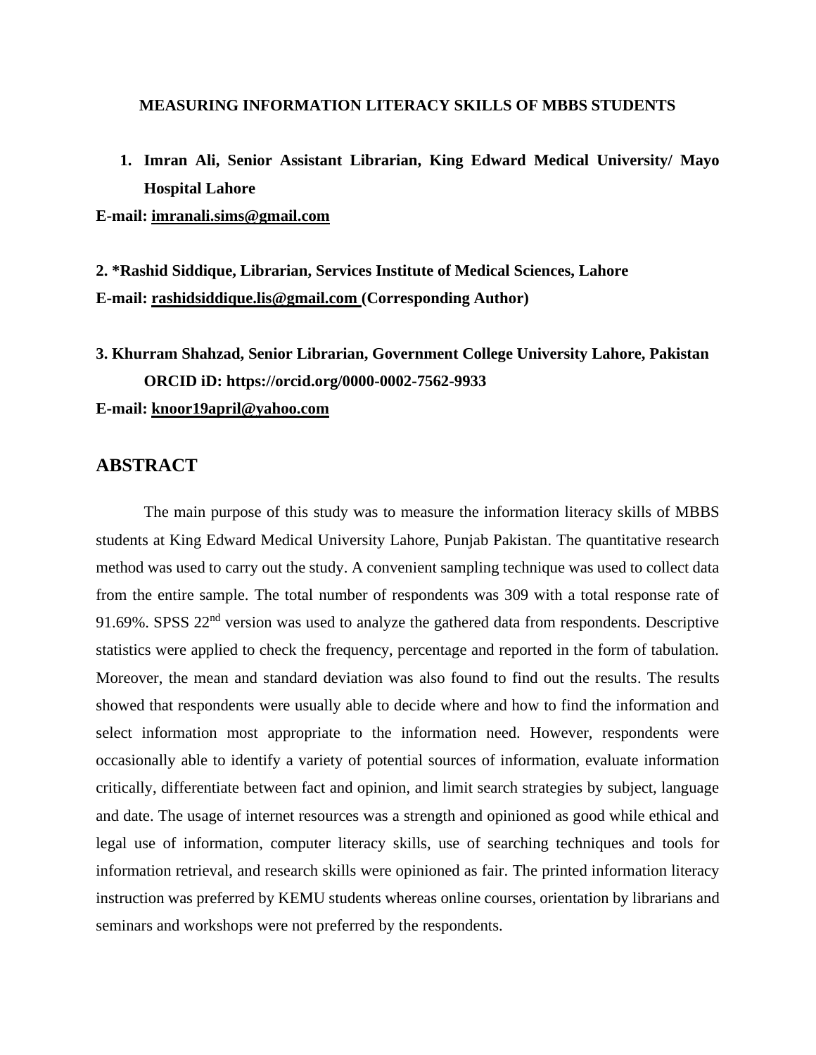**MEASURING INFORMATION LITERACY SKILLS OF MBBS STUDENTS**

1. **Imran Ali, Senior Assistant Librarian, King Edward Medical University/ Mayo Hospital Lahore**

**E-mail: imranali.sims@gmail.com**

**2. *Rashid Siddique, Librarian, Services Institute of Medical Sciences, Lahore**
**E-mail: rashidsiddique.lis@gmail.com (Corresponding Author)**

**3. Khurram Shahzad, Senior Librarian, Government College University Lahore, Pakistan**
**ORCID iD: https://orcid.org/0000-0002-7562-9933**
**E-mail: knoor19april@yahoo.com**

## ABSTRACT

The main purpose of this study was to measure the information literacy skills of MBBS students at King Edward Medical University Lahore, Punjab Pakistan. The quantitative research method was used to carry out the study. A convenient sampling technique was used to collect data from the entire sample. The total number of respondents was 309 with a total response rate of 91.69%. SPSS 22nd version was used to analyze the gathered data from respondents. Descriptive statistics were applied to check the frequency, percentage and reported in the form of tabulation. Moreover, the mean and standard deviation was also found to find out the results. The results showed that respondents were usually able to decide where and how to find the information and select information most appropriate to the information need. However, respondents were occasionally able to identify a variety of potential sources of information, evaluate information critically, differentiate between fact and opinion, and limit search strategies by subject, language and date. The usage of internet resources was a strength and opinioned as good while ethical and legal use of information, computer literacy skills, use of searching techniques and tools for information retrieval, and research skills were opinioned as fair. The printed information literacy instruction was preferred by KEMU students whereas online courses, orientation by librarians and seminars and workshops were not preferred by the respondents.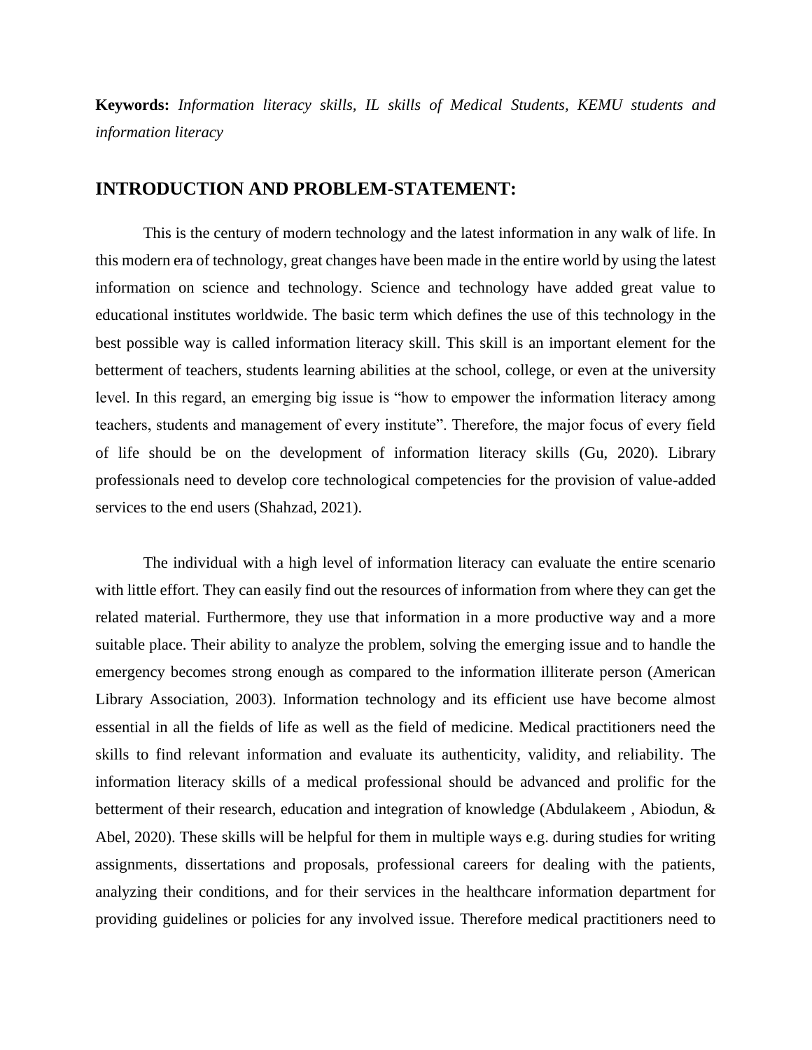**Keywords:** *Information literacy skills, IL skills of Medical Students, KEMU students and information literacy*

## INTRODUCTION AND PROBLEM-STATEMENT:

This is the century of modern technology and the latest information in any walk of life. In this modern era of technology, great changes have been made in the entire world by using the latest information on science and technology. Science and technology have added great value to educational institutes worldwide. The basic term which defines the use of this technology in the best possible way is called information literacy skill. This skill is an important element for the betterment of teachers, students learning abilities at the school, college, or even at the university level. In this regard, an emerging big issue is "how to empower the information literacy among teachers, students and management of every institute". Therefore, the major focus of every field of life should be on the development of information literacy skills (Gu, 2020). Library professionals need to develop core technological competencies for the provision of value-added services to the end users (Shahzad, 2021).

The individual with a high level of information literacy can evaluate the entire scenario with little effort. They can easily find out the resources of information from where they can get the related material. Furthermore, they use that information in a more productive way and a more suitable place. Their ability to analyze the problem, solving the emerging issue and to handle the emergency becomes strong enough as compared to the information illiterate person (American Library Association, 2003). Information technology and its efficient use have become almost essential in all the fields of life as well as the field of medicine. Medical practitioners need the skills to find relevant information and evaluate its authenticity, validity, and reliability. The information literacy skills of a medical professional should be advanced and prolific for the betterment of their research, education and integration of knowledge (Abdulakeem , Abiodun, & Abel, 2020). These skills will be helpful for them in multiple ways e.g. during studies for writing assignments, dissertations and proposals, professional careers for dealing with the patients, analyzing their conditions, and for their services in the healthcare information department for providing guidelines or policies for any involved issue. Therefore medical practitioners need to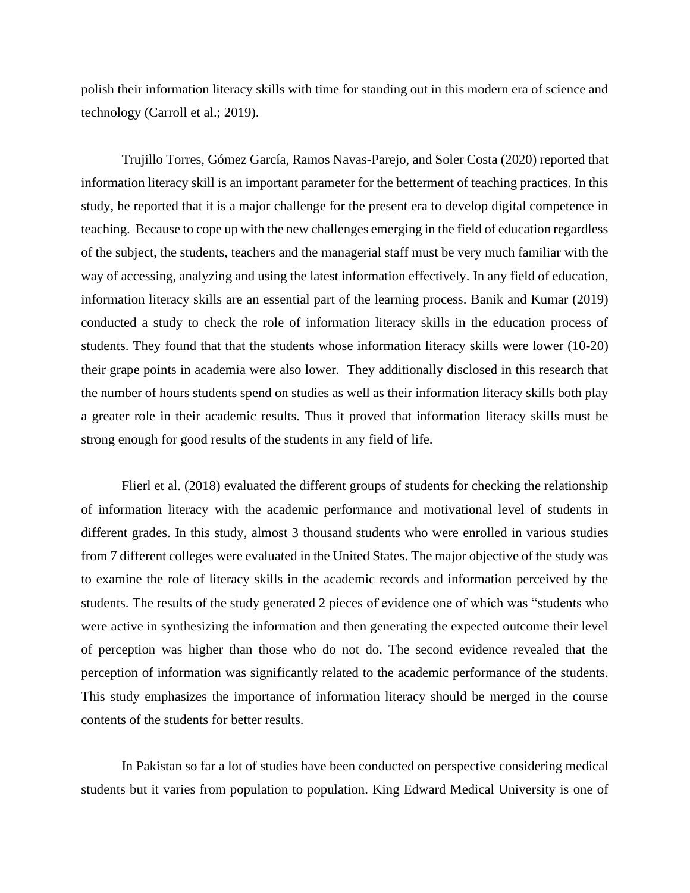polish their information literacy skills with time for standing out in this modern era of science and technology (Carroll et al.; 2019).

Trujillo Torres, Gómez García, Ramos Navas-Parejo, and Soler Costa (2020) reported that information literacy skill is an important parameter for the betterment of teaching practices. In this study, he reported that it is a major challenge for the present era to develop digital competence in teaching. Because to cope up with the new challenges emerging in the field of education regardless of the subject, the students, teachers and the managerial staff must be very much familiar with the way of accessing, analyzing and using the latest information effectively. In any field of education, information literacy skills are an essential part of the learning process. Banik and Kumar (2019) conducted a study to check the role of information literacy skills in the education process of students. They found that that the students whose information literacy skills were lower (10-20) their grape points in academia were also lower. They additionally disclosed in this research that the number of hours students spend on studies as well as their information literacy skills both play a greater role in their academic results. Thus it proved that information literacy skills must be strong enough for good results of the students in any field of life.

Flierl et al. (2018) evaluated the different groups of students for checking the relationship of information literacy with the academic performance and motivational level of students in different grades. In this study, almost 3 thousand students who were enrolled in various studies from 7 different colleges were evaluated in the United States. The major objective of the study was to examine the role of literacy skills in the academic records and information perceived by the students. The results of the study generated 2 pieces of evidence one of which was "students who were active in synthesizing the information and then generating the expected outcome their level of perception was higher than those who do not do. The second evidence revealed that the perception of information was significantly related to the academic performance of the students. This study emphasizes the importance of information literacy should be merged in the course contents of the students for better results.

In Pakistan so far a lot of studies have been conducted on perspective considering medical students but it varies from population to population. King Edward Medical University is one of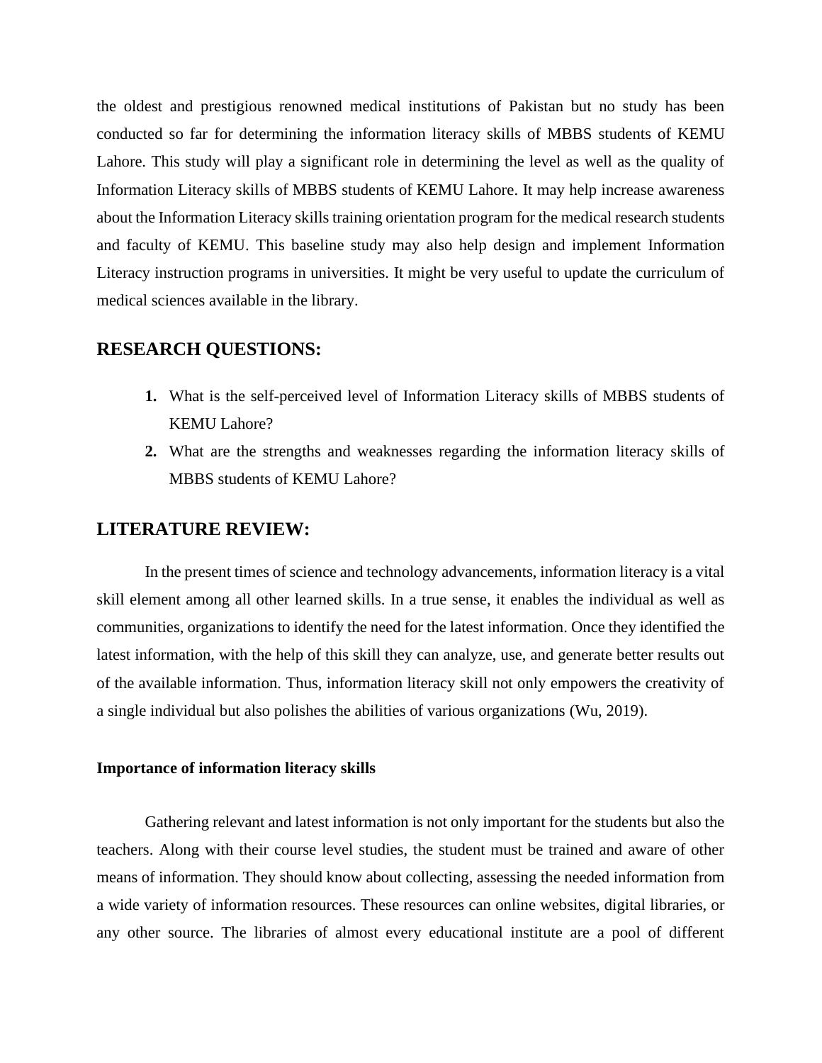the oldest and prestigious renowned medical institutions of Pakistan but no study has been conducted so far for determining the information literacy skills of MBBS students of KEMU Lahore. This study will play a significant role in determining the level as well as the quality of Information Literacy skills of MBBS students of KEMU Lahore. It may help increase awareness about the Information Literacy skills training orientation program for the medical research students and faculty of KEMU. This baseline study may also help design and implement Information Literacy instruction programs in universities. It might be very useful to update the curriculum of medical sciences available in the library.

## RESEARCH QUESTIONS:

1. What is the self-perceived level of Information Literacy skills of MBBS students of KEMU Lahore?
2. What are the strengths and weaknesses regarding the information literacy skills of MBBS students of KEMU Lahore?

## LITERATURE REVIEW:

In the present times of science and technology advancements, information literacy is a vital skill element among all other learned skills. In a true sense, it enables the individual as well as communities, organizations to identify the need for the latest information. Once they identified the latest information, with the help of this skill they can analyze, use, and generate better results out of the available information. Thus, information literacy skill not only empowers the creativity of a single individual but also polishes the abilities of various organizations (Wu, 2019).

### Importance of information literacy skills

Gathering relevant and latest information is not only important for the students but also the teachers. Along with their course level studies, the student must be trained and aware of other means of information. They should know about collecting, assessing the needed information from a wide variety of information resources. These resources can online websites, digital libraries, or any other source. The libraries of almost every educational institute are a pool of different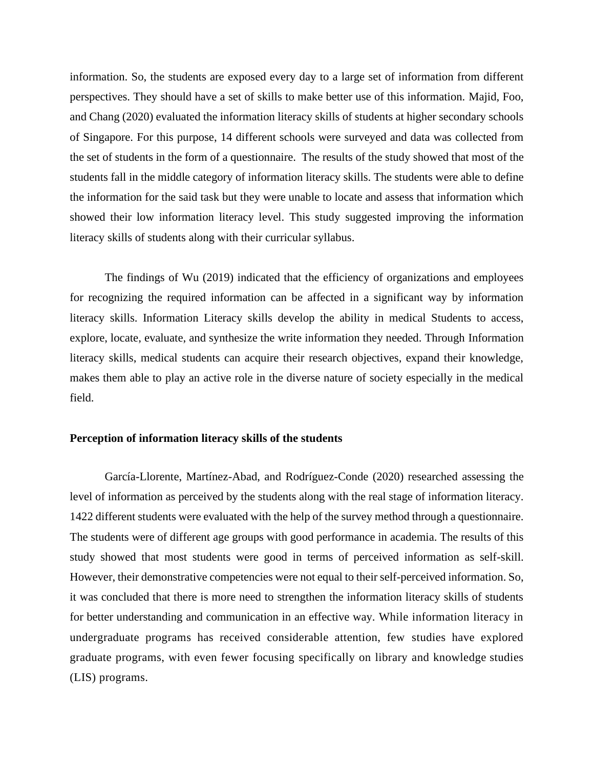information. So, the students are exposed every day to a large set of information from different perspectives. They should have a set of skills to make better use of this information. Majid, Foo, and Chang (2020) evaluated the information literacy skills of students at higher secondary schools of Singapore. For this purpose, 14 different schools were surveyed and data was collected from the set of students in the form of a questionnaire. The results of the study showed that most of the students fall in the middle category of information literacy skills. The students were able to define the information for the said task but they were unable to locate and assess that information which showed their low information literacy level. This study suggested improving the information literacy skills of students along with their curricular syllabus.

The findings of Wu (2019) indicated that the efficiency of organizations and employees for recognizing the required information can be affected in a significant way by information literacy skills. Information Literacy skills develop the ability in medical Students to access, explore, locate, evaluate, and synthesize the write information they needed. Through Information literacy skills, medical students can acquire their research objectives, expand their knowledge, makes them able to play an active role in the diverse nature of society especially in the medical field.

**Perception of information literacy skills of the students**

García-Llorente, Martínez-Abad, and Rodríguez-Conde (2020) researched assessing the level of information as perceived by the students along with the real stage of information literacy. 1422 different students were evaluated with the help of the survey method through a questionnaire. The students were of different age groups with good performance in academia. The results of this study showed that most students were good in terms of perceived information as self-skill. However, their demonstrative competencies were not equal to their self-perceived information. So, it was concluded that there is more need to strengthen the information literacy skills of students for better understanding and communication in an effective way. While information literacy in undergraduate programs has received considerable attention, few studies have explored graduate programs, with even fewer focusing specifically on library and knowledge studies (LIS) programs.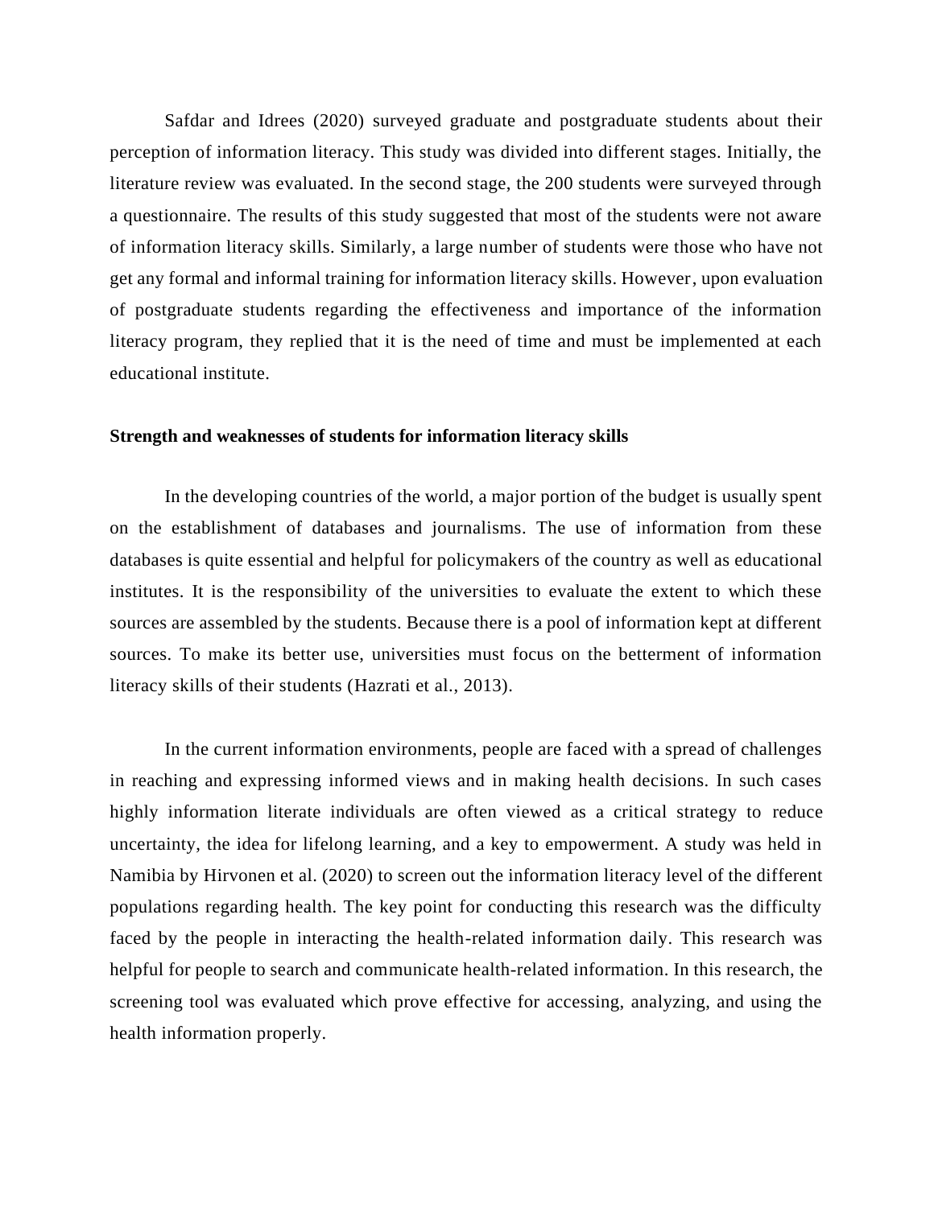Safdar and Idrees (2020) surveyed graduate and postgraduate students about their perception of information literacy. This study was divided into different stages. Initially, the literature review was evaluated. In the second stage, the 200 students were surveyed through a questionnaire. The results of this study suggested that most of the students were not aware of information literacy skills. Similarly, a large number of students were those who have not get any formal and informal training for information literacy skills. However, upon evaluation of postgraduate students regarding the effectiveness and importance of the information literacy program, they replied that it is the need of time and must be implemented at each educational institute.

**Strength and weaknesses of students for information literacy skills**

In the developing countries of the world, a major portion of the budget is usually spent on the establishment of databases and journalisms. The use of information from these databases is quite essential and helpful for policymakers of the country as well as educational institutes. It is the responsibility of the universities to evaluate the extent to which these sources are assembled by the students. Because there is a pool of information kept at different sources. To make its better use, universities must focus on the betterment of information literacy skills of their students (Hazrati et al., 2013).

In the current information environments, people are faced with a spread of challenges in reaching and expressing informed views and in making health decisions. In such cases highly information literate individuals are often viewed as a critical strategy to reduce uncertainty, the idea for lifelong learning, and a key to empowerment. A study was held in Namibia by Hirvonen et al. (2020) to screen out the information literacy level of the different populations regarding health. The key point for conducting this research was the difficulty faced by the people in interacting the health-related information daily. This research was helpful for people to search and communicate health-related information. In this research, the screening tool was evaluated which prove effective for accessing, analyzing, and using the health information properly.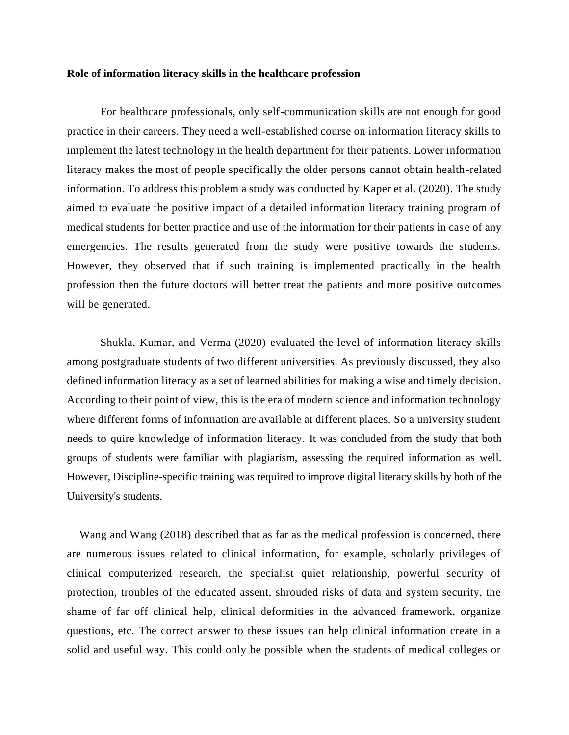**Role of information literacy skills in the healthcare profession**

For healthcare professionals, only self-communication skills are not enough for good practice in their careers. They need a well-established course on information literacy skills to implement the latest technology in the health department for their patients. Lower information literacy makes the most of people specifically the older persons cannot obtain health-related information. To address this problem a study was conducted by Kaper et al. (2020). The study aimed to evaluate the positive impact of a detailed information literacy training program of medical students for better practice and use of the information for their patients in case of any emergencies. The results generated from the study were positive towards the students. However, they observed that if such training is implemented practically in the health profession then the future doctors will better treat the patients and more positive outcomes will be generated.

Shukla, Kumar, and Verma (2020) evaluated the level of information literacy skills among postgraduate students of two different universities. As previously discussed, they also defined information literacy as a set of learned abilities for making a wise and timely decision. According to their point of view, this is the era of modern science and information technology where different forms of information are available at different places. So a university student needs to quire knowledge of information literacy. It was concluded from the study that both groups of students were familiar with plagiarism, assessing the required information as well. However, Discipline-specific training was required to improve digital literacy skills by both of the University's students.

Wang and Wang (2018) described that as far as the medical profession is concerned, there are numerous issues related to clinical information, for example, scholarly privileges of clinical computerized research, the specialist quiet relationship, powerful security of protection, troubles of the educated assent, shrouded risks of data and system security, the shame of far off clinical help, clinical deformities in the advanced framework, organize questions, etc. The correct answer to these issues can help clinical information create in a solid and useful way. This could only be possible when the students of medical colleges or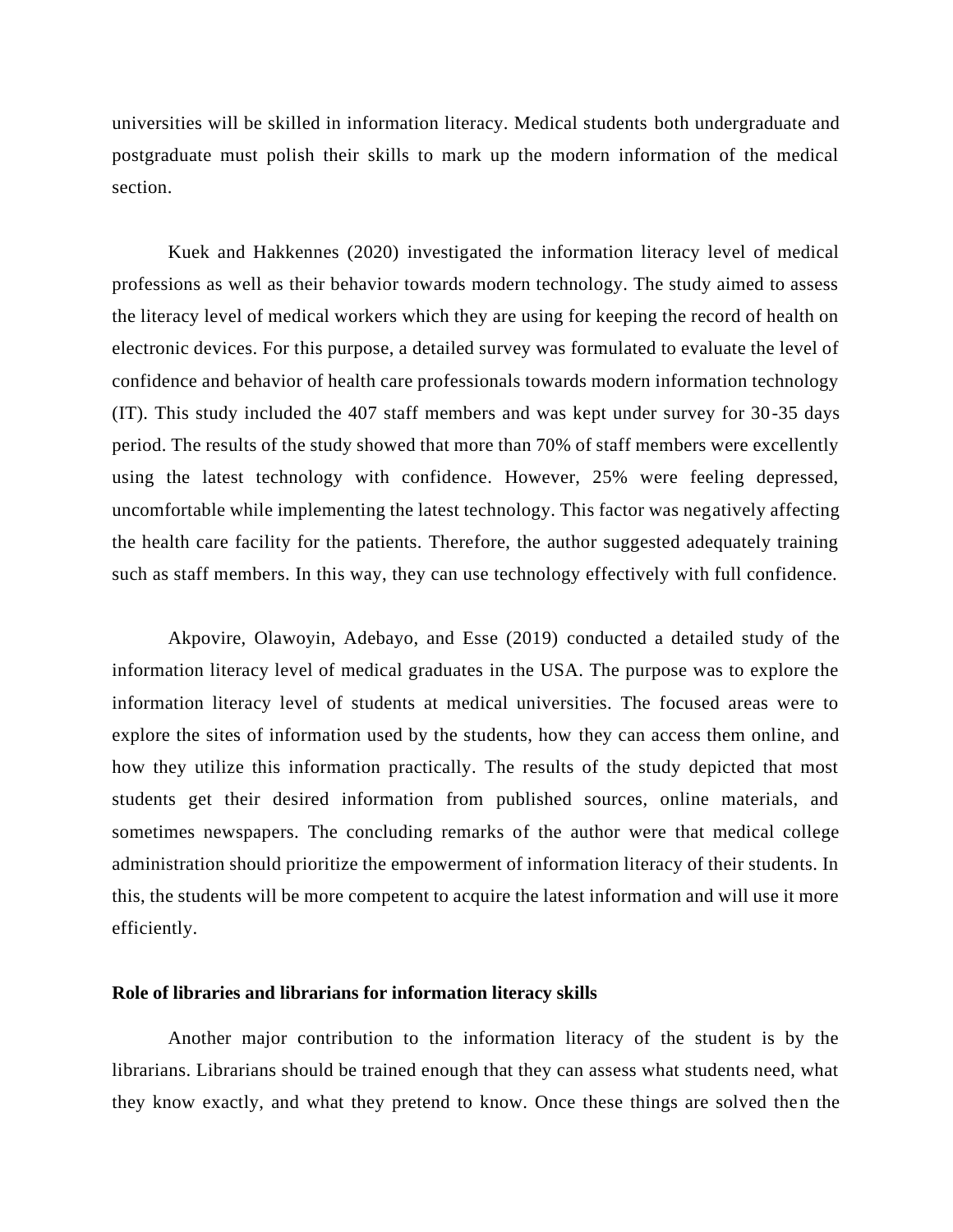universities will be skilled in information literacy. Medical students both undergraduate and postgraduate must polish their skills to mark up the modern information of the medical section.

Kuek and Hakkennes (2020) investigated the information literacy level of medical professions as well as their behavior towards modern technology. The study aimed to assess the literacy level of medical workers which they are using for keeping the record of health on electronic devices. For this purpose, a detailed survey was formulated to evaluate the level of confidence and behavior of health care professionals towards modern information technology (IT). This study included the 407 staff members and was kept under survey for 30-35 days period. The results of the study showed that more than 70% of staff members were excellently using the latest technology with confidence. However, 25% were feeling depressed, uncomfortable while implementing the latest technology. This factor was negatively affecting the health care facility for the patients. Therefore, the author suggested adequately training such as staff members. In this way, they can use technology effectively with full confidence.

Akpovire, Olawoyin, Adebayo, and Esse (2019) conducted a detailed study of the information literacy level of medical graduates in the USA. The purpose was to explore the information literacy level of students at medical universities. The focused areas were to explore the sites of information used by the students, how they can access them online, and how they utilize this information practically. The results of the study depicted that most students get their desired information from published sources, online materials, and sometimes newspapers. The concluding remarks of the author were that medical college administration should prioritize the empowerment of information literacy of their students. In this, the students will be more competent to acquire the latest information and will use it more efficiently.

**Role of libraries and librarians for information literacy skills**

Another major contribution to the information literacy of the student is by the librarians. Librarians should be trained enough that they can assess what students need, what they know exactly, and what they pretend to know. Once these things are solved then the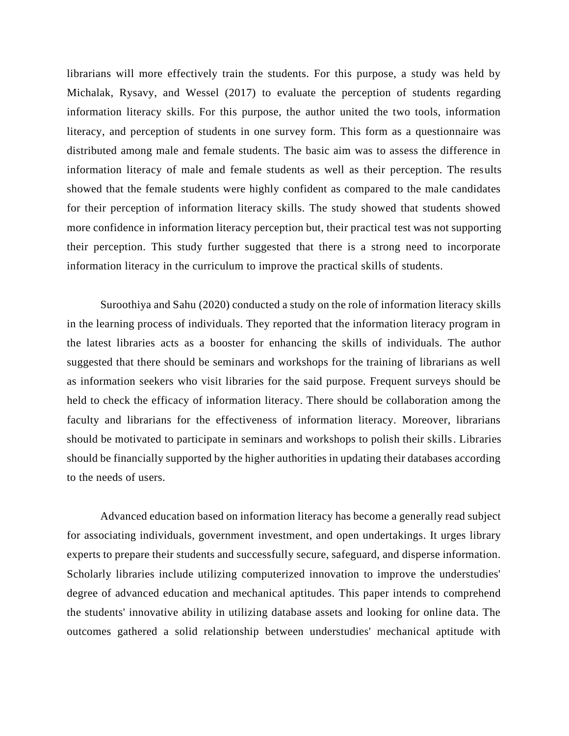librarians will more effectively train the students. For this purpose, a study was held by Michalak, Rysavy, and Wessel (2017) to evaluate the perception of students regarding information literacy skills. For this purpose, the author united the two tools, information literacy, and perception of students in one survey form. This form as a questionnaire was distributed among male and female students. The basic aim was to assess the difference in information literacy of male and female students as well as their perception. The results showed that the female students were highly confident as compared to the male candidates for their perception of information literacy skills. The study showed that students showed more confidence in information literacy perception but, their practical test was not supporting their perception. This study further suggested that there is a strong need to incorporate information literacy in the curriculum to improve the practical skills of students.

Suroothiya and Sahu (2020) conducted a study on the role of information literacy skills in the learning process of individuals. They reported that the information literacy program in the latest libraries acts as a booster for enhancing the skills of individuals. The author suggested that there should be seminars and workshops for the training of librarians as well as information seekers who visit libraries for the said purpose. Frequent surveys should be held to check the efficacy of information literacy. There should be collaboration among the faculty and librarians for the effectiveness of information literacy. Moreover, librarians should be motivated to participate in seminars and workshops to polish their skills. Libraries should be financially supported by the higher authorities in updating their databases according to the needs of users.

Advanced education based on information literacy has become a generally read subject for associating individuals, government investment, and open undertakings. It urges library experts to prepare their students and successfully secure, safeguard, and disperse information. Scholarly libraries include utilizing computerized innovation to improve the understudies' degree of advanced education and mechanical aptitudes. This paper intends to comprehend the students' innovative ability in utilizing database assets and looking for online data. The outcomes gathered a solid relationship between understudies' mechanical aptitude with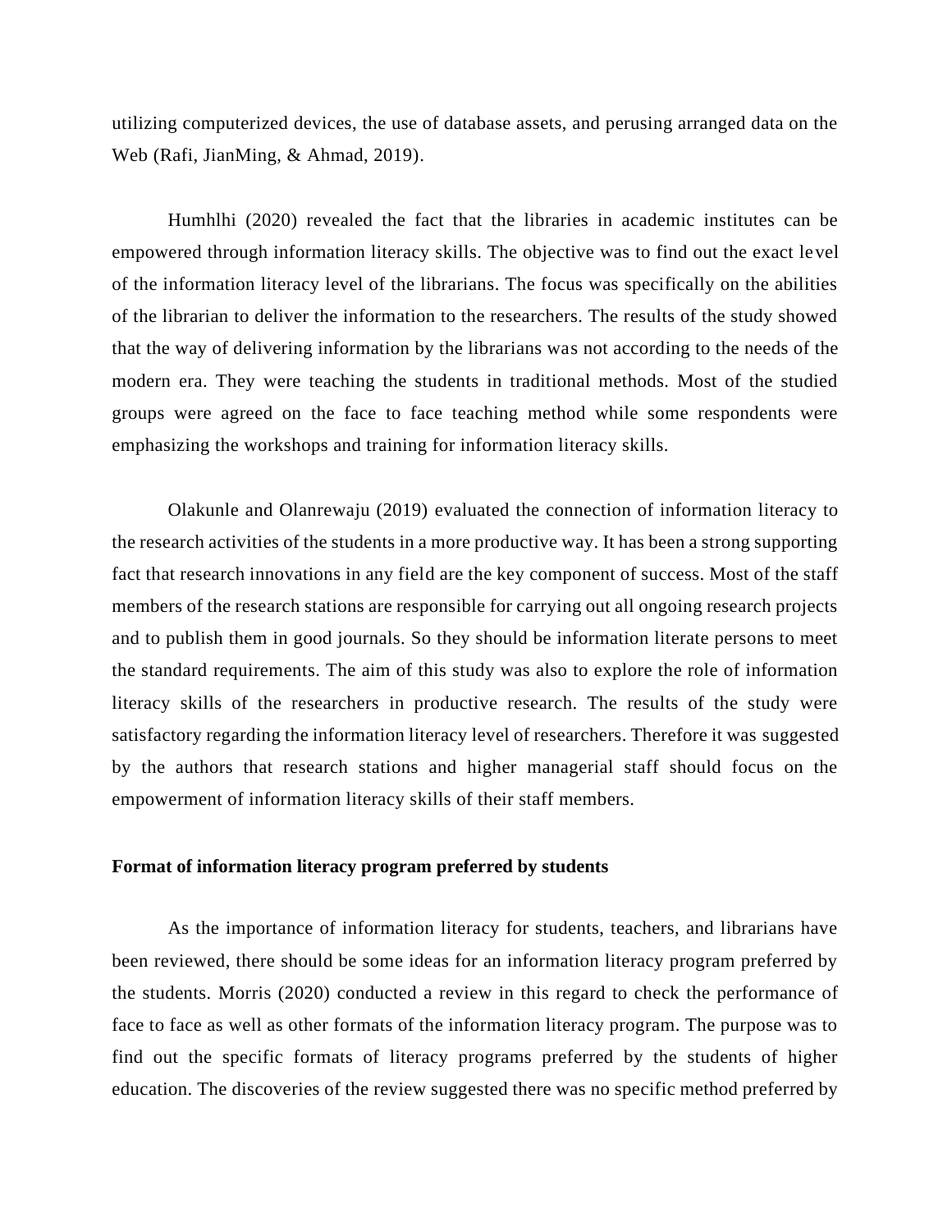utilizing computerized devices, the use of database assets, and perusing arranged data on the Web (Rafi, JianMing, & Ahmad, 2019).

Humhlhi (2020) revealed the fact that the libraries in academic institutes can be empowered through information literacy skills. The objective was to find out the exact level of the information literacy level of the librarians. The focus was specifically on the abilities of the librarian to deliver the information to the researchers. The results of the study showed that the way of delivering information by the librarians was not according to the needs of the modern era. They were teaching the students in traditional methods. Most of the studied groups were agreed on the face to face teaching method while some respondents were emphasizing the workshops and training for information literacy skills.

Olakunle and Olanrewaju (2019) evaluated the connection of information literacy to the research activities of the students in a more productive way. It has been a strong supporting fact that research innovations in any field are the key component of success. Most of the staff members of the research stations are responsible for carrying out all ongoing research projects and to publish them in good journals. So they should be information literate persons to meet the standard requirements. The aim of this study was also to explore the role of information literacy skills of the researchers in productive research. The results of the study were satisfactory regarding the information literacy level of researchers. Therefore it was suggested by the authors that research stations and higher managerial staff should focus on the empowerment of information literacy skills of their staff members.

**Format of information literacy program preferred by students**

As the importance of information literacy for students, teachers, and librarians have been reviewed, there should be some ideas for an information literacy program preferred by the students. Morris (2020) conducted a review in this regard to check the performance of face to face as well as other formats of the information literacy program. The purpose was to find out the specific formats of literacy programs preferred by the students of higher education. The discoveries of the review suggested there was no specific method preferred by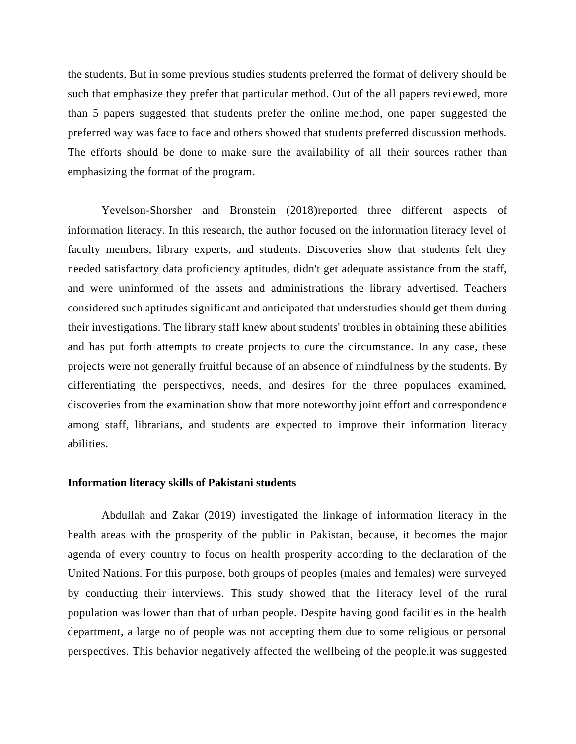the students. But in some previous studies students preferred the format of delivery should be such that emphasize they prefer that particular method. Out of the all papers reviewed, more than 5 papers suggested that students prefer the online method, one paper suggested the preferred way was face to face and others showed that students preferred discussion methods. The efforts should be done to make sure the availability of all their sources rather than emphasizing the format of the program.

Yevelson-Shorsher and Bronstein (2018)reported three different aspects of information literacy. In this research, the author focused on the information literacy level of faculty members, library experts, and students. Discoveries show that students felt they needed satisfactory data proficiency aptitudes, didn't get adequate assistance from the staff, and were uninformed of the assets and administrations the library advertised. Teachers considered such aptitudes significant and anticipated that understudies should get them during their investigations. The library staff knew about students' troubles in obtaining these abilities and has put forth attempts to create projects to cure the circumstance. In any case, these projects were not generally fruitful because of an absence of mindfulness by the students. By differentiating the perspectives, needs, and desires for the three populaces examined, discoveries from the examination show that more noteworthy joint effort and correspondence among staff, librarians, and students are expected to improve their information literacy abilities.

**Information literacy skills of Pakistani students**

Abdullah and Zakar (2019) investigated the linkage of information literacy in the health areas with the prosperity of the public in Pakistan, because, it becomes the major agenda of every country to focus on health prosperity according to the declaration of the United Nations. For this purpose, both groups of peoples (males and females) were surveyed by conducting their interviews. This study showed that the literacy level of the rural population was lower than that of urban people. Despite having good facilities in the health department, a large no of people was not accepting them due to some religious or personal perspectives. This behavior negatively affected the wellbeing of the people.it was suggested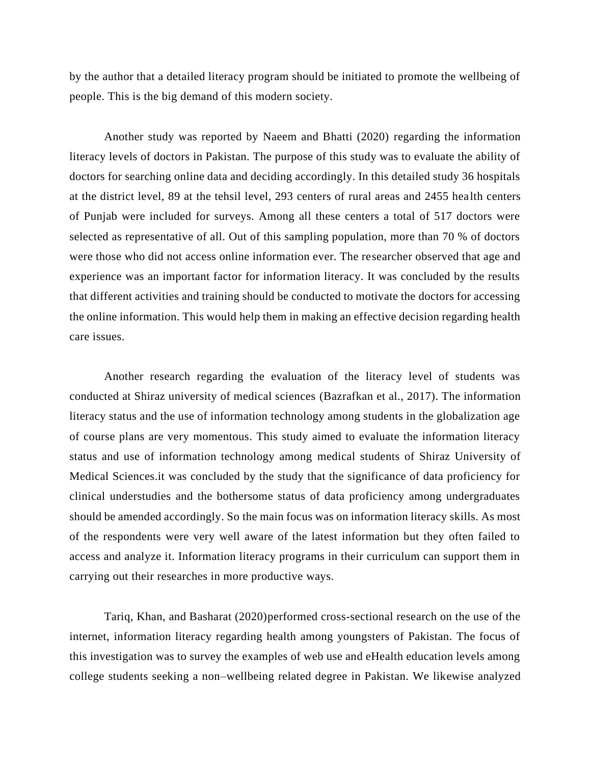by the author that a detailed literacy program should be initiated to promote the wellbeing of people. This is the big demand of this modern society.

Another study was reported by Naeem and Bhatti (2020) regarding the information literacy levels of doctors in Pakistan. The purpose of this study was to evaluate the ability of doctors for searching online data and deciding accordingly. In this detailed study 36 hospitals at the district level, 89 at the tehsil level, 293 centers of rural areas and 2455 health centers of Punjab were included for surveys. Among all these centers a total of 517 doctors were selected as representative of all. Out of this sampling population, more than 70 % of doctors were those who did not access online information ever. The researcher observed that age and experience was an important factor for information literacy. It was concluded by the results that different activities and training should be conducted to motivate the doctors for accessing the online information. This would help them in making an effective decision regarding health care issues.

Another research regarding the evaluation of the literacy level of students was conducted at Shiraz university of medical sciences (Bazrafkan et al., 2017). The information literacy status and the use of information technology among students in the globalization age of course plans are very momentous. This study aimed to evaluate the information literacy status and use of information technology among medical students of Shiraz University of Medical Sciences.it was concluded by the study that the significance of data proficiency for clinical understudies and the bothersome status of data proficiency among undergraduates should be amended accordingly. So the main focus was on information literacy skills. As most of the respondents were very well aware of the latest information but they often failed to access and analyze it. Information literacy programs in their curriculum can support them in carrying out their researches in more productive ways.

Tariq, Khan, and Basharat (2020)performed cross-sectional research on the use of the internet, information literacy regarding health among youngsters of Pakistan. The focus of this investigation was to survey the examples of web use and eHealth education levels among college students seeking a non–wellbeing related degree in Pakistan. We likewise analyzed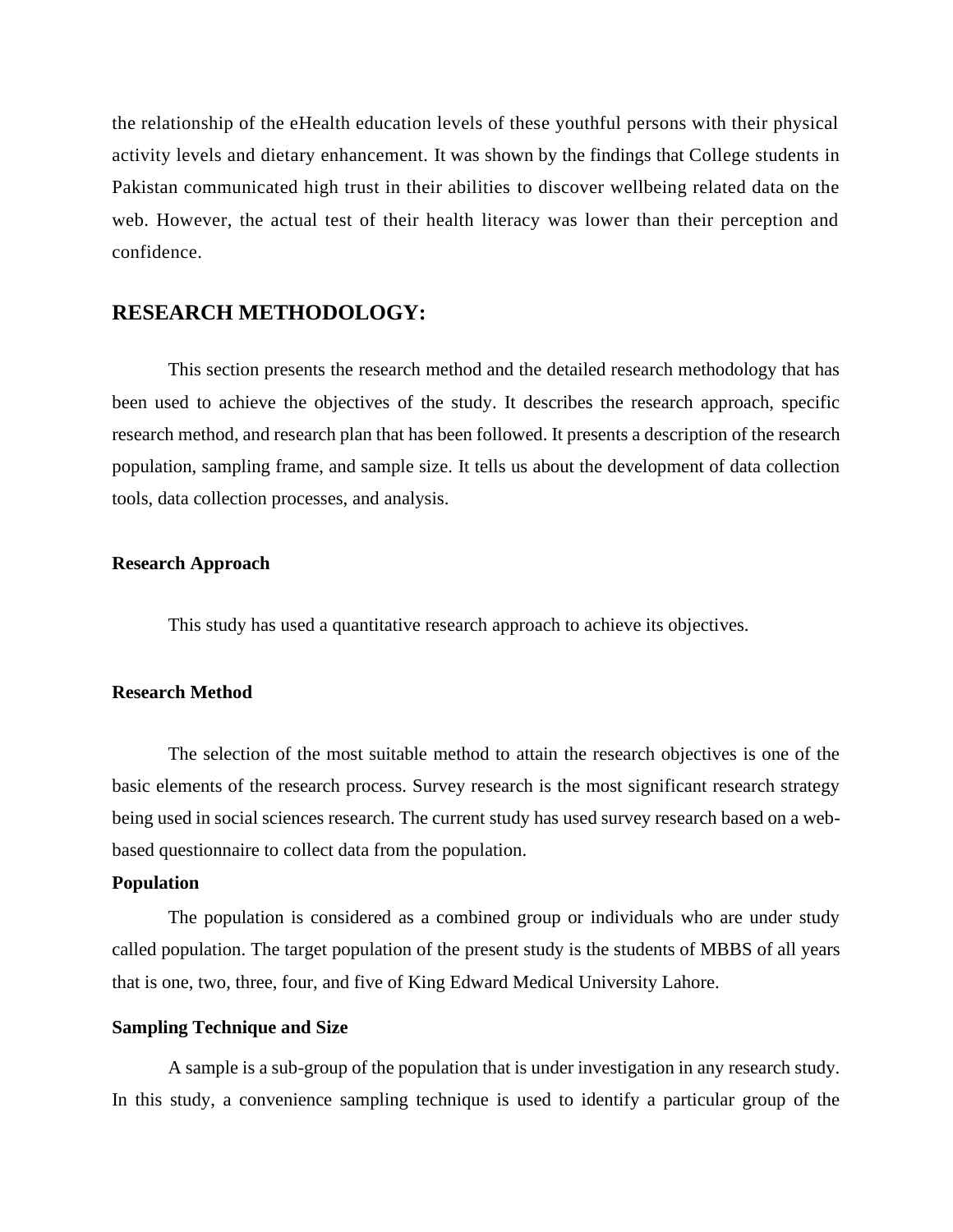the relationship of the eHealth education levels of these youthful persons with their physical activity levels and dietary enhancement. It was shown by the findings that College students in Pakistan communicated high trust in their abilities to discover wellbeing related data on the web. However, the actual test of their health literacy was lower than their perception and confidence.

## RESEARCH METHODOLOGY:

This section presents the research method and the detailed research methodology that has been used to achieve the objectives of the study. It describes the research approach, specific research method, and research plan that has been followed. It presents a description of the research population, sampling frame, and sample size. It tells us about the development of data collection tools, data collection processes, and analysis.

### Research Approach

This study has used a quantitative research approach to achieve its objectives.

### Research Method

The selection of the most suitable method to attain the research objectives is one of the basic elements of the research process. Survey research is the most significant research strategy being used in social sciences research. The current study has used survey research based on a web-based questionnaire to collect data from the population.

### Population

The population is considered as a combined group or individuals who are under study called population. The target population of the present study is the students of MBBS of all years that is one, two, three, four, and five of King Edward Medical University Lahore.

### Sampling Technique and Size

A sample is a sub-group of the population that is under investigation in any research study. In this study, a convenience sampling technique is used to identify a particular group of the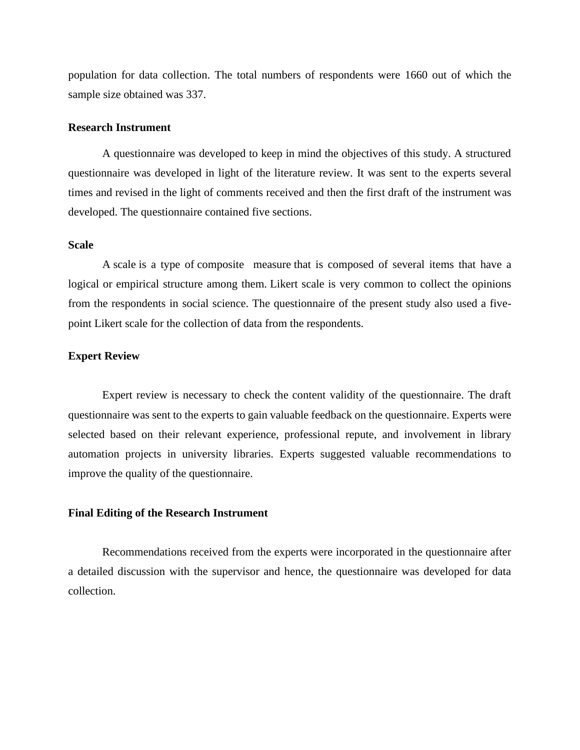population for data collection. The total numbers of respondents were 1660 out of which the sample size obtained was 337.

### Research Instrument

A questionnaire was developed to keep in mind the objectives of this study. A structured questionnaire was developed in light of the literature review. It was sent to the experts several times and revised in the light of comments received and then the first draft of the instrument was developed. The questionnaire contained five sections.

### Scale

A scale is a type of composite measure that is composed of several items that have a logical or empirical structure among them. Likert scale is very common to collect the opinions from the respondents in social science. The questionnaire of the present study also used a five-point Likert scale for the collection of data from the respondents.

### Expert Review

Expert review is necessary to check the content validity of the questionnaire. The draft questionnaire was sent to the experts to gain valuable feedback on the questionnaire. Experts were selected based on their relevant experience, professional repute, and involvement in library automation projects in university libraries. Experts suggested valuable recommendations to improve the quality of the questionnaire.

### Final Editing of the Research Instrument

Recommendations received from the experts were incorporated in the questionnaire after a detailed discussion with the supervisor and hence, the questionnaire was developed for data collection.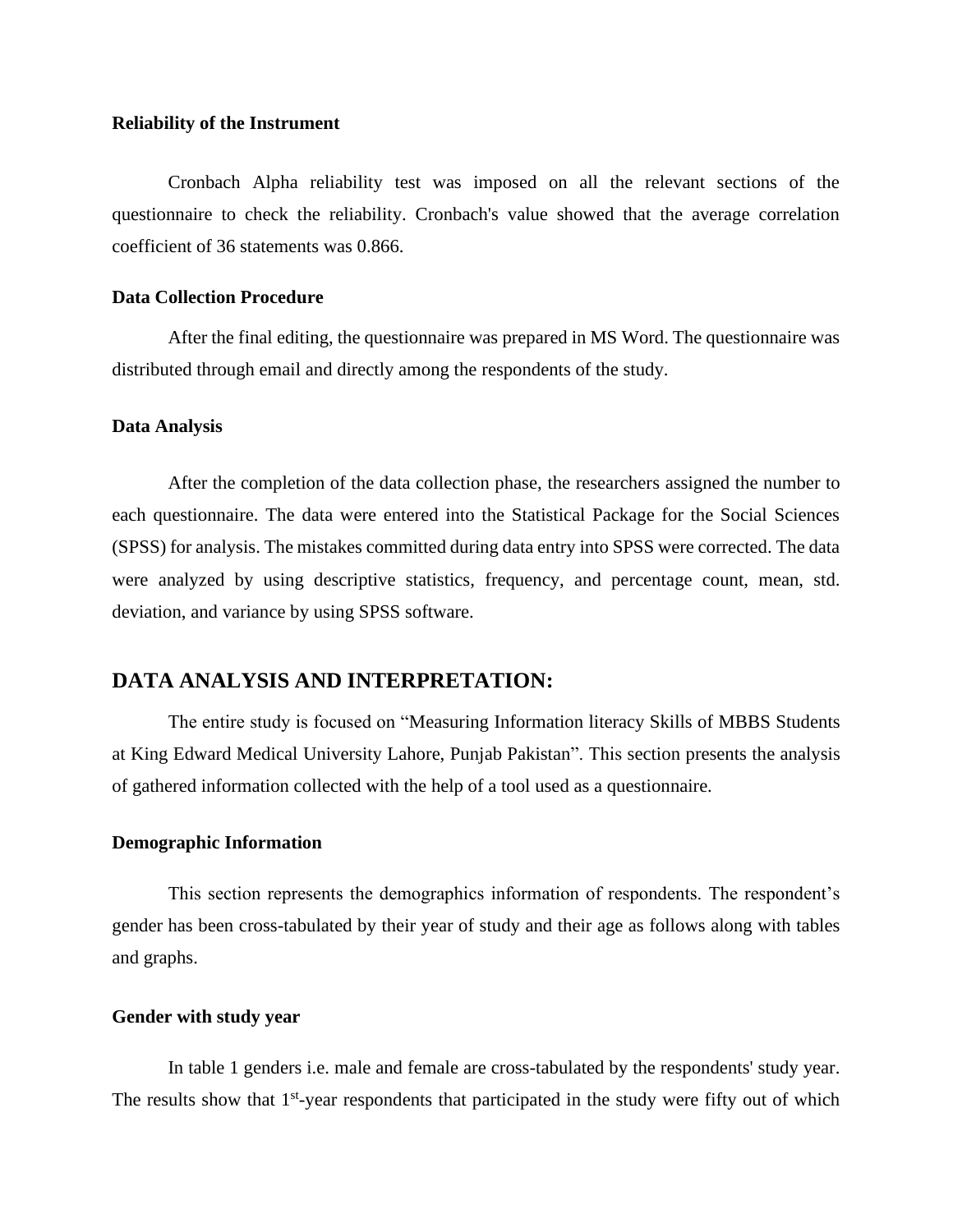### Reliability of the Instrument

Cronbach Alpha reliability test was imposed on all the relevant sections of the questionnaire to check the reliability. Cronbach's value showed that the average correlation coefficient of 36 statements was 0.866.

### Data Collection Procedure

After the final editing, the questionnaire was prepared in MS Word. The questionnaire was distributed through email and directly among the respondents of the study.

### Data Analysis

After the completion of the data collection phase, the researchers assigned the number to each questionnaire. The data were entered into the Statistical Package for the Social Sciences (SPSS) for analysis. The mistakes committed during data entry into SPSS were corrected. The data were analyzed by using descriptive statistics, frequency, and percentage count, mean, std. deviation, and variance by using SPSS software.

## DATA ANALYSIS AND INTERPRETATION:

The entire study is focused on "Measuring Information literacy Skills of MBBS Students at King Edward Medical University Lahore, Punjab Pakistan". This section presents the analysis of gathered information collected with the help of a tool used as a questionnaire.

### Demographic Information

This section represents the demographics information of respondents. The respondent's gender has been cross-tabulated by their year of study and their age as follows along with tables and graphs.

### Gender with study year

In table 1 genders i.e. male and female are cross-tabulated by the respondents' study year. The results show that 1st-year respondents that participated in the study were fifty out of which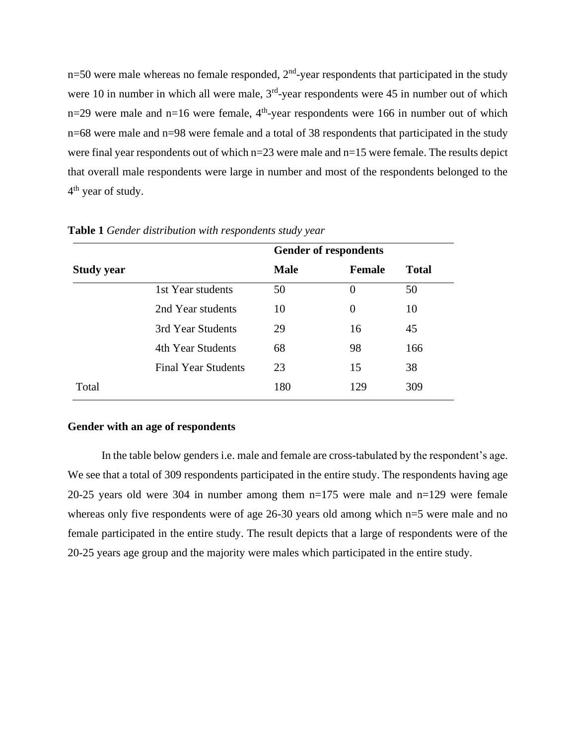n=50 were male whereas no female responded, 2nd-year respondents that participated in the study were 10 in number in which all were male, 3rd-year respondents were 45 in number out of which n=29 were male and n=16 were female, 4th-year respondents were 166 in number out of which n=68 were male and n=98 were female and a total of 38 respondents that participated in the study were final year respondents out of which n=23 were male and n=15 were female. The results depict that overall male respondents were large in number and most of the respondents belonged to the 4th year of study.

**Table 1** *Gender distribution with respondents study year*

| | | Gender of respondents | | |
|---|---|---|---|---|
| **Study year** | | **Male** | **Female** | **Total** |
| | 1st Year students | 50 | 0 | 50 |
| | 2nd Year students | 10 | 0 | 10 |
| | 3rd Year Students | 29 | 16 | 45 |
| | 4th Year Students | 68 | 98 | 166 |
| | Final Year Students | 23 | 15 | 38 |
| Total | | 180 | 129 | 309 |

**Gender with an age of respondents**

In the table below genders i.e. male and female are cross-tabulated by the respondent's age. We see that a total of 309 respondents participated in the entire study. The respondents having age 20-25 years old were 304 in number among them n=175 were male and n=129 were female whereas only five respondents were of age 26-30 years old among which n=5 were male and no female participated in the entire study. The result depicts that a large of respondents were of the 20-25 years age group and the majority were males which participated in the entire study.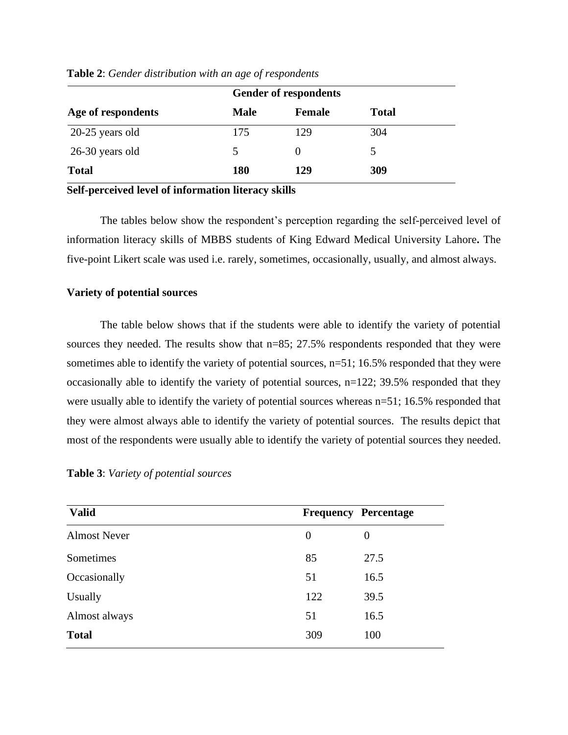**Table 2**: *Gender distribution with an age of respondents*

| | Gender of respondents | | |
|---|---|---|---|
| **Age of respondents** | **Male** | **Female** | **Total** |
| 20-25 years old | 175 | 129 | 304 |
| 26-30 years old | 5 | 0 | 5 |
| **Total** | **180** | **129** | **309** |

**Self-perceived level of information literacy skills**

The tables below show the respondent's perception regarding the self-perceived level of information literacy skills of MBBS students of King Edward Medical University Lahore**.** The five-point Likert scale was used i.e. rarely, sometimes, occasionally, usually, and almost always.

**Variety of potential sources**

The table below shows that if the students were able to identify the variety of potential sources they needed. The results show that n=85; 27.5% respondents responded that they were sometimes able to identify the variety of potential sources, n=51; 16.5% responded that they were occasionally able to identify the variety of potential sources, n=122; 39.5% responded that they were usually able to identify the variety of potential sources whereas n=51; 16.5% responded that they were almost always able to identify the variety of potential sources. The results depict that most of the respondents were usually able to identify the variety of potential sources they needed.

**Table 3**: *Variety of potential sources*

| **Valid** | **Frequency** | **Percentage** |
|---|---|---|
| Almost Never | 0 | 0 |
| Sometimes | 85 | 27.5 |
| Occasionally | 51 | 16.5 |
| Usually | 122 | 39.5 |
| Almost always | 51 | 16.5 |
| **Total** | 309 | 100 |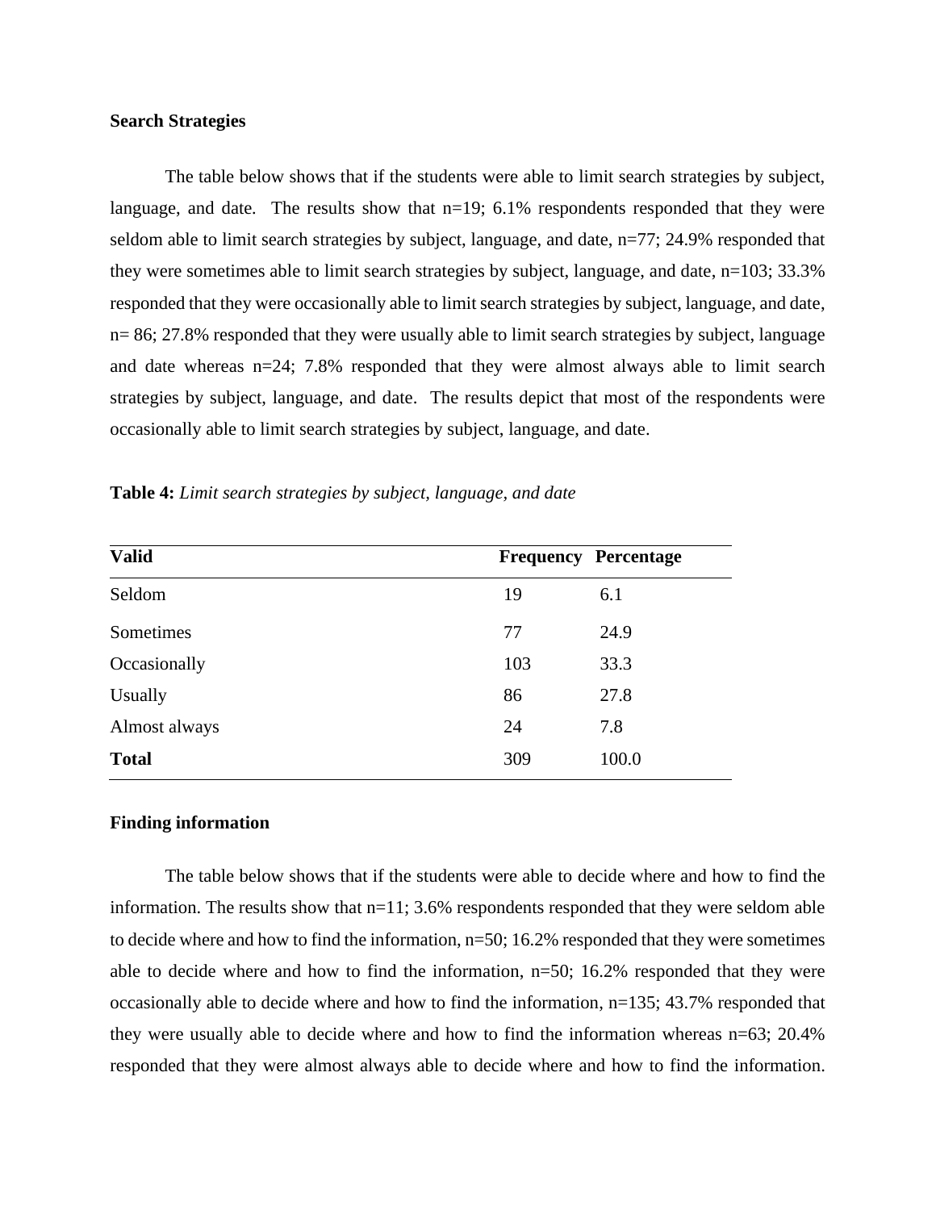**Search Strategies**

The table below shows that if the students were able to limit search strategies by subject, language, and date. The results show that n=19; 6.1% respondents responded that they were seldom able to limit search strategies by subject, language, and date, n=77; 24.9% responded that they were sometimes able to limit search strategies by subject, language, and date, n=103; 33.3% responded that they were occasionally able to limit search strategies by subject, language, and date, n= 86; 27.8% responded that they were usually able to limit search strategies by subject, language and date whereas n=24; 7.8% responded that they were almost always able to limit search strategies by subject, language, and date. The results depict that most of the respondents were occasionally able to limit search strategies by subject, language, and date.

**Table 4:** *Limit search strategies by subject, language, and date*

| Valid | Frequency | Percentage |
|---|---|---|
| Seldom | 19 | 6.1 |
| Sometimes | 77 | 24.9 |
| Occasionally | 103 | 33.3 |
| Usually | 86 | 27.8 |
| Almost always | 24 | 7.8 |
| **Total** | 309 | 100.0 |

**Finding information**

The table below shows that if the students were able to decide where and how to find the information. The results show that n=11; 3.6% respondents responded that they were seldom able to decide where and how to find the information, n=50; 16.2% responded that they were sometimes able to decide where and how to find the information, n=50; 16.2% responded that they were occasionally able to decide where and how to find the information, n=135; 43.7% responded that they were usually able to decide where and how to find the information whereas n=63; 20.4% responded that they were almost always able to decide where and how to find the information.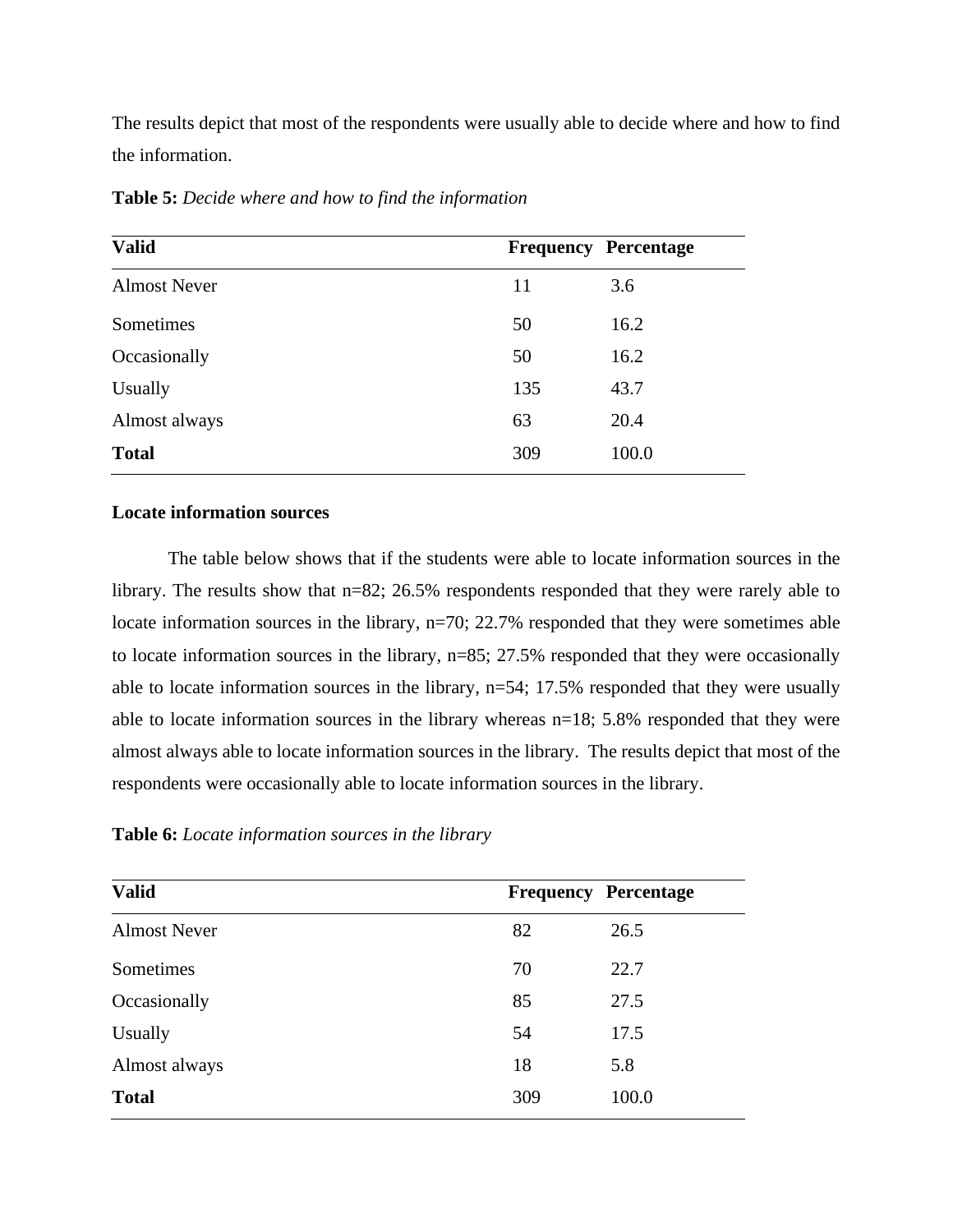The results depict that most of the respondents were usually able to decide where and how to find the information.

**Table 5:** *Decide where and how to find the information*

| Valid | Frequency | Percentage |
| --- | --- | --- |
| Almost Never | 11 | 3.6 |
| Sometimes | 50 | 16.2 |
| Occasionally | 50 | 16.2 |
| Usually | 135 | 43.7 |
| Almost always | 63 | 20.4 |
| **Total** | 309 | 100.0 |

**Locate information sources**

The table below shows that if the students were able to locate information sources in the library. The results show that n=82; 26.5% respondents responded that they were rarely able to locate information sources in the library, n=70; 22.7% responded that they were sometimes able to locate information sources in the library, n=85; 27.5% responded that they were occasionally able to locate information sources in the library, n=54; 17.5% responded that they were usually able to locate information sources in the library whereas n=18; 5.8% responded that they were almost always able to locate information sources in the library. The results depict that most of the respondents were occasionally able to locate information sources in the library.

**Table 6:** *Locate information sources in the library*

| Valid | Frequency | Percentage |
| --- | --- | --- |
| Almost Never | 82 | 26.5 |
| Sometimes | 70 | 22.7 |
| Occasionally | 85 | 27.5 |
| Usually | 54 | 17.5 |
| Almost always | 18 | 5.8 |
| **Total** | 309 | 100.0 |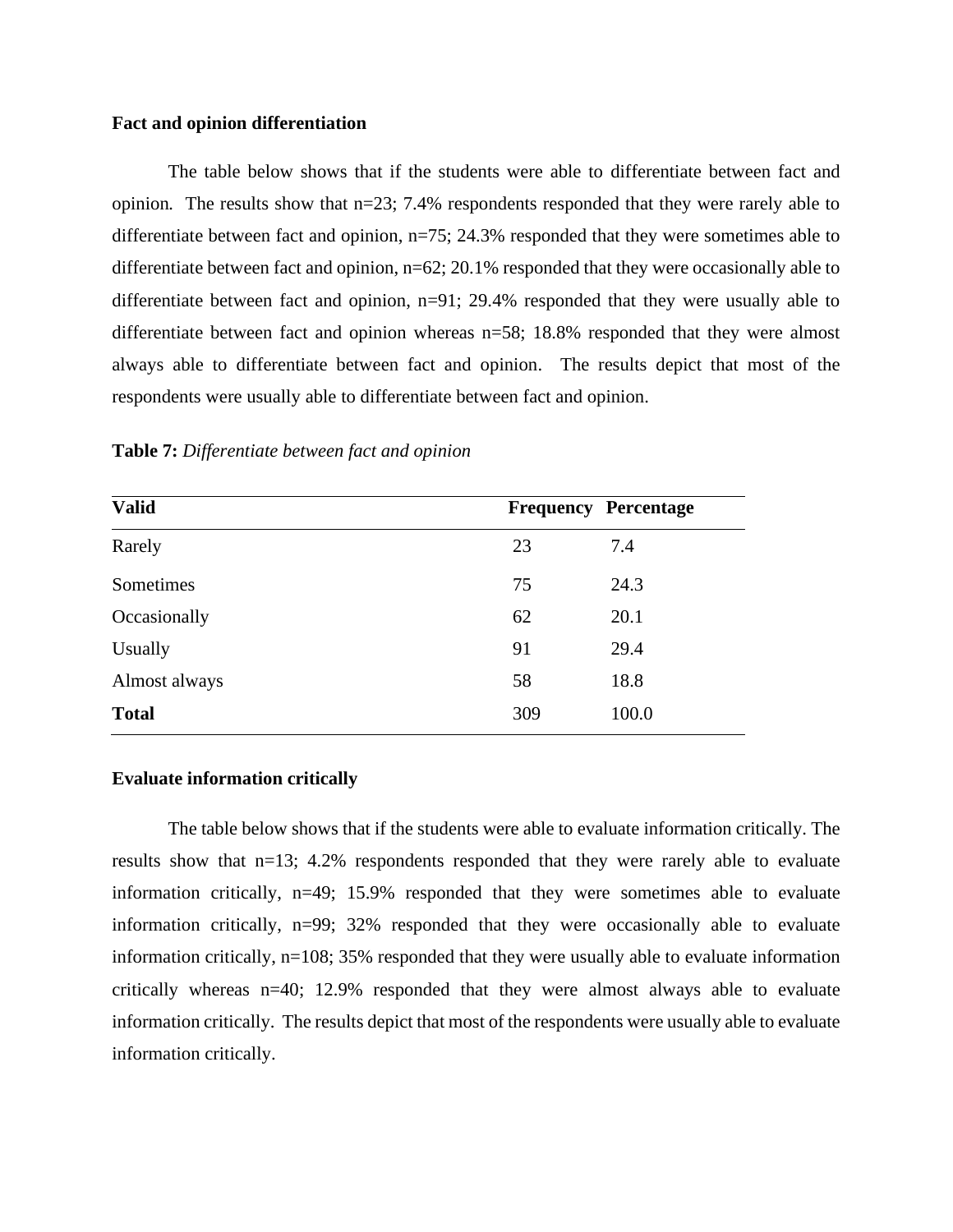**Fact and opinion differentiation**

The table below shows that if the students were able to differentiate between fact and opinion. The results show that n=23; 7.4% respondents responded that they were rarely able to differentiate between fact and opinion, n=75; 24.3% responded that they were sometimes able to differentiate between fact and opinion, n=62; 20.1% responded that they were occasionally able to differentiate between fact and opinion, n=91; 29.4% responded that they were usually able to differentiate between fact and opinion whereas n=58; 18.8% responded that they were almost always able to differentiate between fact and opinion. The results depict that most of the respondents were usually able to differentiate between fact and opinion.

**Table 7:** *Differentiate between fact and opinion*

| Valid | Frequency | Percentage |
|---|---|---|
| Rarely | 23 | 7.4 |
| Sometimes | 75 | 24.3 |
| Occasionally | 62 | 20.1 |
| Usually | 91 | 29.4 |
| Almost always | 58 | 18.8 |
| **Total** | 309 | 100.0 |

**Evaluate information critically**

The table below shows that if the students were able to evaluate information critically. The results show that n=13; 4.2% respondents responded that they were rarely able to evaluate information critically, n=49; 15.9% responded that they were sometimes able to evaluate information critically, n=99; 32% responded that they were occasionally able to evaluate information critically, n=108; 35% responded that they were usually able to evaluate information critically whereas n=40; 12.9% responded that they were almost always able to evaluate information critically. The results depict that most of the respondents were usually able to evaluate information critically.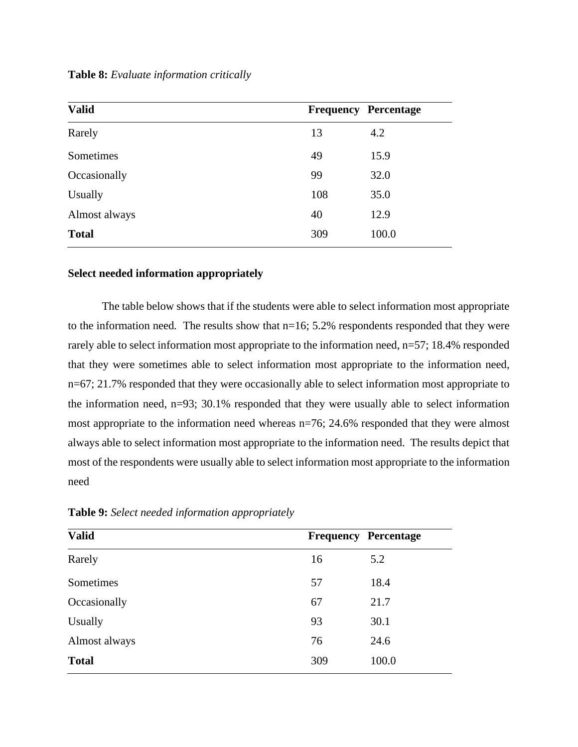**Table 8:** *Evaluate information critically*

| Valid | Frequency | Percentage |
|---|---|---|
| Rarely | 13 | 4.2 |
| Sometimes | 49 | 15.9 |
| Occasionally | 99 | 32.0 |
| Usually | 108 | 35.0 |
| Almost always | 40 | 12.9 |
| **Total** | 309 | 100.0 |

**Select needed information appropriately**

The table below shows that if the students were able to select information most appropriate to the information need. The results show that n=16; 5.2% respondents responded that they were rarely able to select information most appropriate to the information need, n=57; 18.4% responded that they were sometimes able to select information most appropriate to the information need, n=67; 21.7% responded that they were occasionally able to select information most appropriate to the information need, n=93; 30.1% responded that they were usually able to select information most appropriate to the information need whereas n=76; 24.6% responded that they were almost always able to select information most appropriate to the information need. The results depict that most of the respondents were usually able to select information most appropriate to the information need

**Table 9:** *Select needed information appropriately*

| Valid | Frequency | Percentage |
|---|---|---|
| Rarely | 16 | 5.2 |
| Sometimes | 57 | 18.4 |
| Occasionally | 67 | 21.7 |
| Usually | 93 | 30.1 |
| Almost always | 76 | 24.6 |
| **Total** | 309 | 100.0 |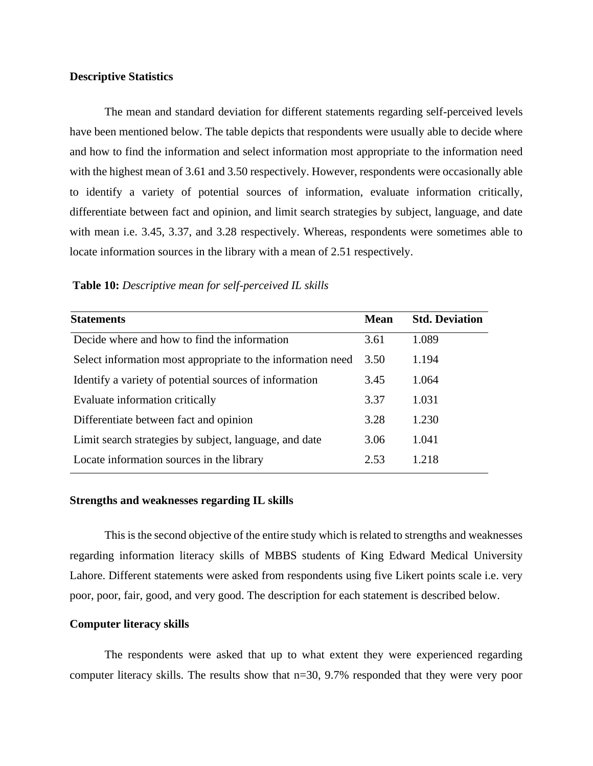**Descriptive Statistics**

The mean and standard deviation for different statements regarding self-perceived levels have been mentioned below. The table depicts that respondents were usually able to decide where and how to find the information and select information most appropriate to the information need with the highest mean of 3.61 and 3.50 respectively. However, respondents were occasionally able to identify a variety of potential sources of information, evaluate information critically, differentiate between fact and opinion, and limit search strategies by subject, language, and date with mean i.e. 3.45, 3.37, and 3.28 respectively. Whereas, respondents were sometimes able to locate information sources in the library with a mean of 2.51 respectively.

**Table 10:** *Descriptive mean for self-perceived IL skills*

| Statements | Mean | Std. Deviation |
|---|---|---|
| Decide where and how to find the information | 3.61 | 1.089 |
| Select information most appropriate to the information need | 3.50 | 1.194 |
| Identify a variety of potential sources of information | 3.45 | 1.064 |
| Evaluate information critically | 3.37 | 1.031 |
| Differentiate between fact and opinion | 3.28 | 1.230 |
| Limit search strategies by subject, language, and date | 3.06 | 1.041 |
| Locate information sources in the library | 2.53 | 1.218 |

**Strengths and weaknesses regarding IL skills**

This is the second objective of the entire study which is related to strengths and weaknesses regarding information literacy skills of MBBS students of King Edward Medical University Lahore. Different statements were asked from respondents using five Likert points scale i.e. very poor, poor, fair, good, and very good. The description for each statement is described below.

**Computer literacy skills**

The respondents were asked that up to what extent they were experienced regarding computer literacy skills. The results show that n=30, 9.7% responded that they were very poor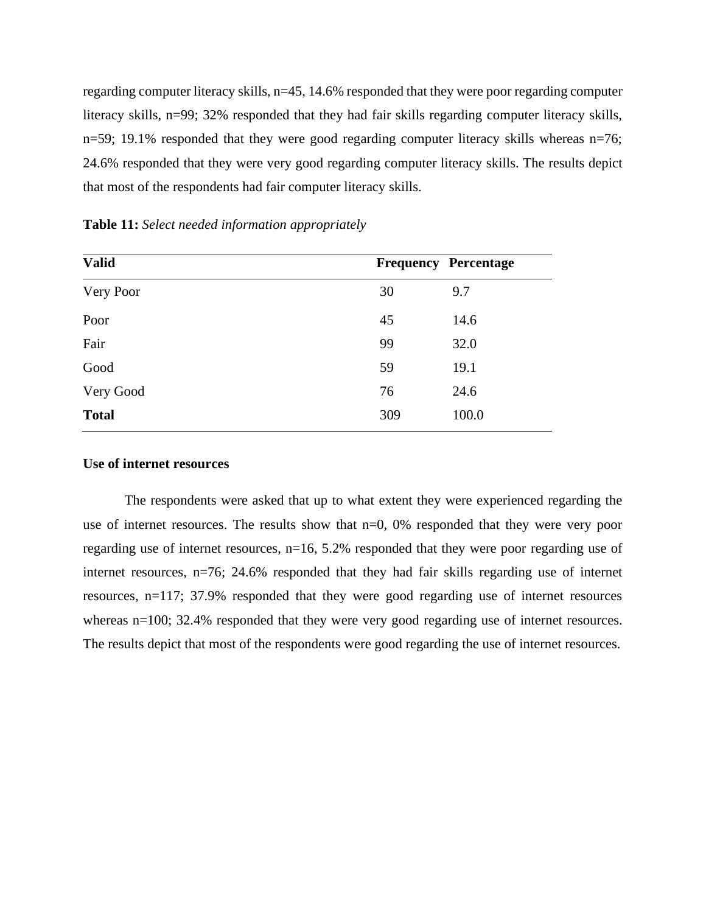regarding computer literacy skills, n=45, 14.6% responded that they were poor regarding computer literacy skills, n=99; 32% responded that they had fair skills regarding computer literacy skills, n=59; 19.1% responded that they were good regarding computer literacy skills whereas n=76; 24.6% responded that they were very good regarding computer literacy skills. The results depict that most of the respondents had fair computer literacy skills.

**Table 11:** *Select needed information appropriately*

| **Valid** | **Frequency** | **Percentage** |
|---|---|---|
| Very Poor | 30 | 9.7 |
| Poor | 45 | 14.6 |
| Fair | 99 | 32.0 |
| Good | 59 | 19.1 |
| Very Good | 76 | 24.6 |
| **Total** | 309 | 100.0 |

**Use of internet resources**

The respondents were asked that up to what extent they were experienced regarding the use of internet resources. The results show that n=0, 0% responded that they were very poor regarding use of internet resources, n=16, 5.2% responded that they were poor regarding use of internet resources, n=76; 24.6% responded that they had fair skills regarding use of internet resources, n=117; 37.9% responded that they were good regarding use of internet resources whereas n=100; 32.4% responded that they were very good regarding use of internet resources. The results depict that most of the respondents were good regarding the use of internet resources.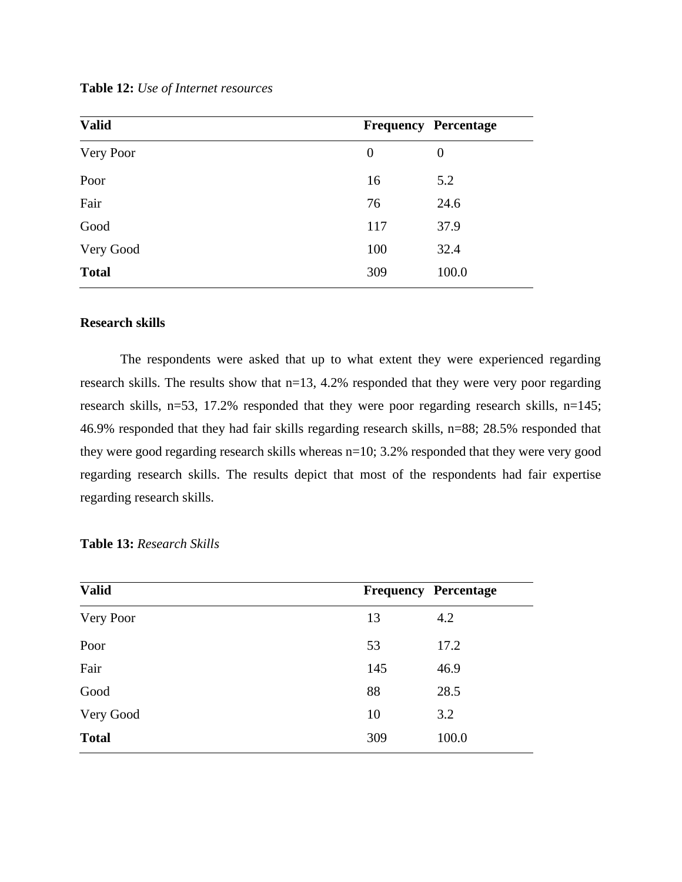**Table 12:** *Use of Internet resources*

| Valid | Frequency | Percentage |
|---|---|---|
| Very Poor | 0 | 0 |
| Poor | 16 | 5.2 |
| Fair | 76 | 24.6 |
| Good | 117 | 37.9 |
| Very Good | 100 | 32.4 |
| **Total** | 309 | 100.0 |

**Research skills**

The respondents were asked that up to what extent they were experienced regarding research skills. The results show that n=13, 4.2% responded that they were very poor regarding research skills, n=53, 17.2% responded that they were poor regarding research skills, n=145; 46.9% responded that they had fair skills regarding research skills, n=88; 28.5% responded that they were good regarding research skills whereas n=10; 3.2% responded that they were very good regarding research skills. The results depict that most of the respondents had fair expertise regarding research skills.

**Table 13:** *Research Skills*

| Valid | Frequency | Percentage |
|---|---|---|
| Very Poor | 13 | 4.2 |
| Poor | 53 | 17.2 |
| Fair | 145 | 46.9 |
| Good | 88 | 28.5 |
| Very Good | 10 | 3.2 |
| **Total** | 309 | 100.0 |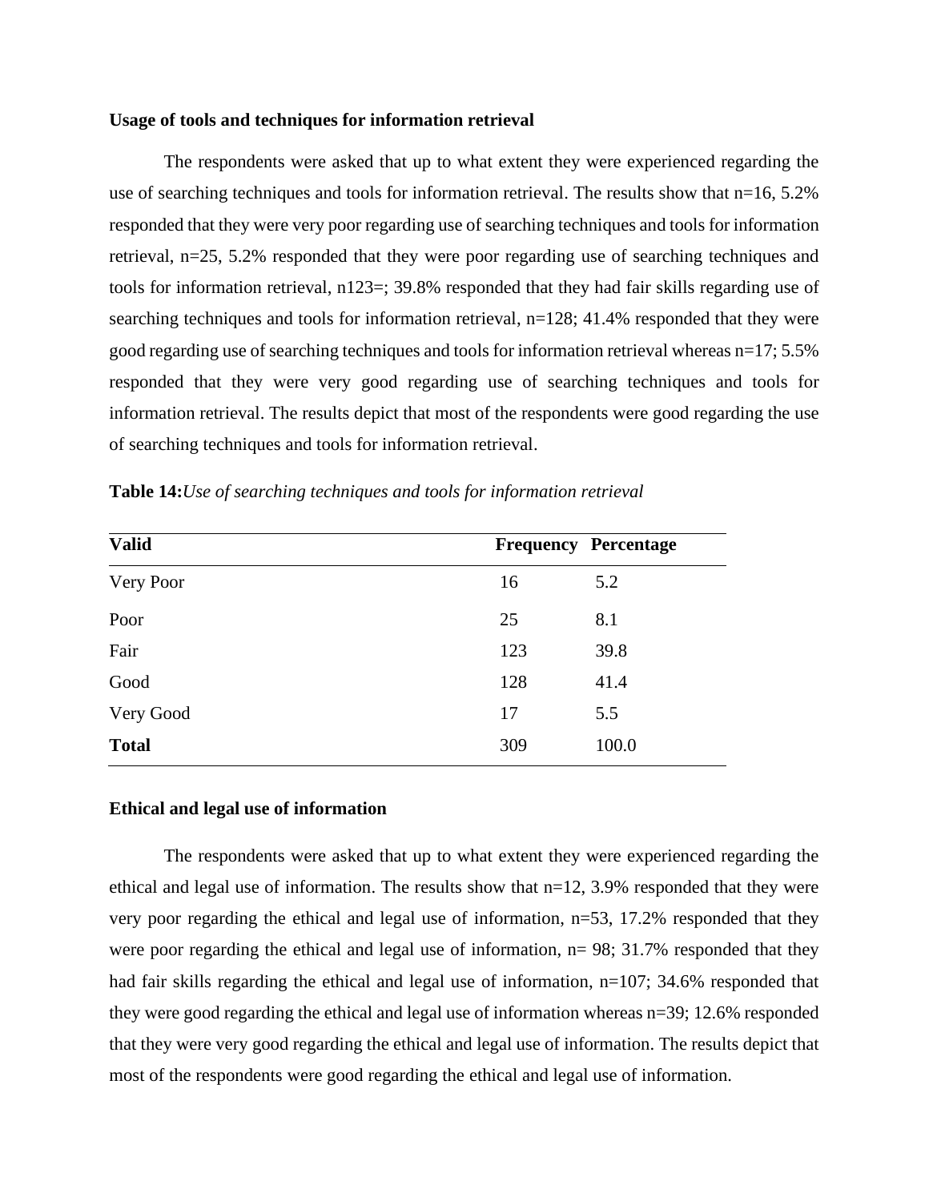**Usage of tools and techniques for information retrieval**

The respondents were asked that up to what extent they were experienced regarding the use of searching techniques and tools for information retrieval. The results show that n=16, 5.2% responded that they were very poor regarding use of searching techniques and tools for information retrieval, n=25, 5.2% responded that they were poor regarding use of searching techniques and tools for information retrieval, n123=; 39.8% responded that they had fair skills regarding use of searching techniques and tools for information retrieval, n=128; 41.4% responded that they were good regarding use of searching techniques and tools for information retrieval whereas n=17; 5.5% responded that they were very good regarding use of searching techniques and tools for information retrieval. The results depict that most of the respondents were good regarding the use of searching techniques and tools for information retrieval.

**Table 14:** *Use of searching techniques and tools for information retrieval*

| Valid | Frequency | Percentage |
|---|---|---|
| Very Poor | 16 | 5.2 |
| Poor | 25 | 8.1 |
| Fair | 123 | 39.8 |
| Good | 128 | 41.4 |
| Very Good | 17 | 5.5 |
| **Total** | 309 | 100.0 |

**Ethical and legal use of information**

The respondents were asked that up to what extent they were experienced regarding the ethical and legal use of information. The results show that n=12, 3.9% responded that they were very poor regarding the ethical and legal use of information, n=53, 17.2% responded that they were poor regarding the ethical and legal use of information, n= 98; 31.7% responded that they had fair skills regarding the ethical and legal use of information, n=107; 34.6% responded that they were good regarding the ethical and legal use of information whereas n=39; 12.6% responded that they were very good regarding the ethical and legal use of information. The results depict that most of the respondents were good regarding the ethical and legal use of information.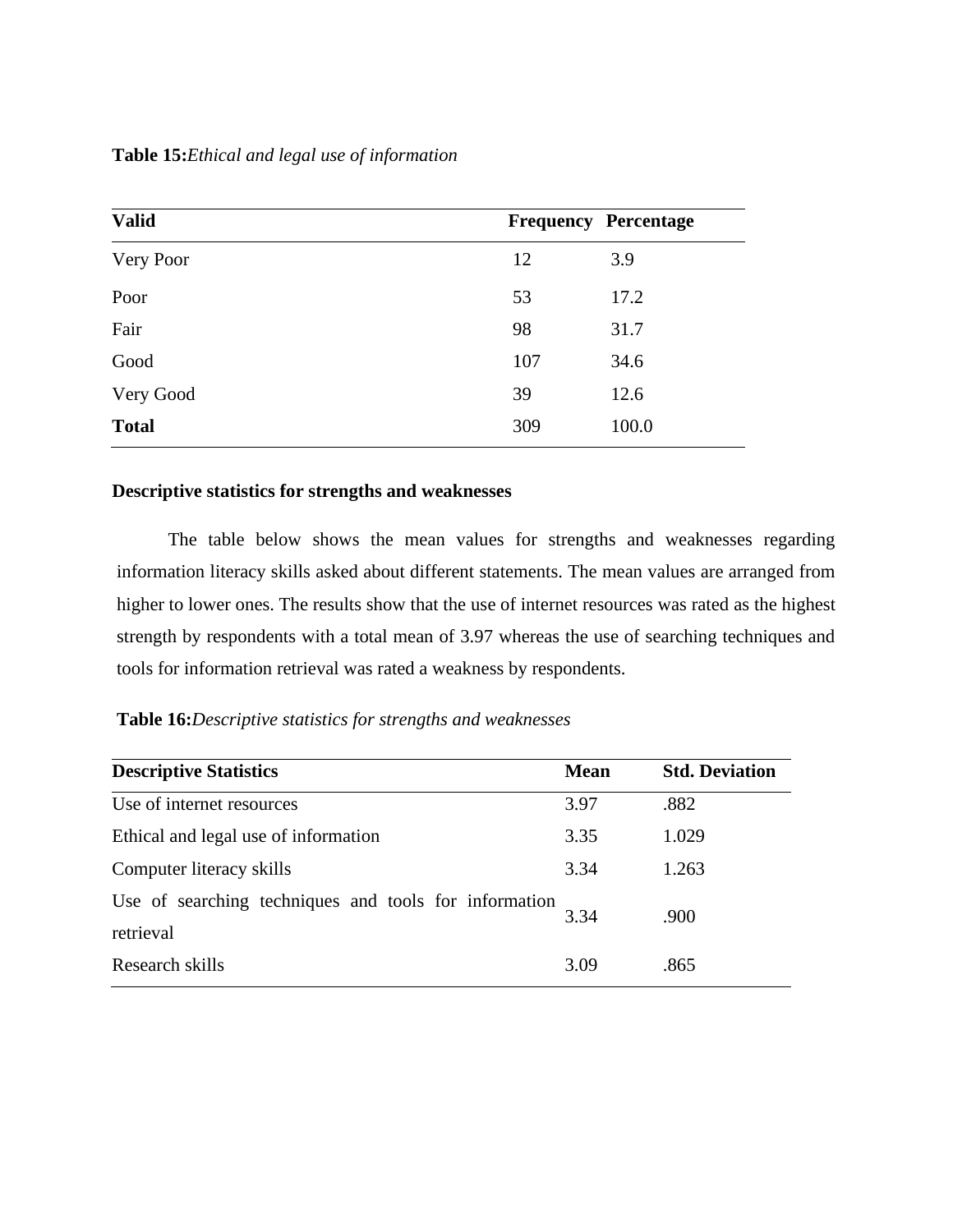**Table 15:** *Ethical and legal use of information*

| Valid | Frequency | Percentage |
|---|---|---|
| Very Poor | 12 | 3.9 |
| Poor | 53 | 17.2 |
| Fair | 98 | 31.7 |
| Good | 107 | 34.6 |
| Very Good | 39 | 12.6 |
| **Total** | 309 | 100.0 |

**Descriptive statistics for strengths and weaknesses**

The table below shows the mean values for strengths and weaknesses regarding information literacy skills asked about different statements. The mean values are arranged from higher to lower ones. The results show that the use of internet resources was rated as the highest strength by respondents with a total mean of 3.97 whereas the use of searching techniques and tools for information retrieval was rated a weakness by respondents.

**Table 16:** *Descriptive statistics for strengths and weaknesses*

| Descriptive Statistics | Mean | Std. Deviation |
|---|---|---|
| Use of internet resources | 3.97 | .882 |
| Ethical and legal use of information | 3.35 | 1.029 |
| Computer literacy skills | 3.34 | 1.263 |
| Use of searching techniques and tools for information retrieval | 3.34 | .900 |
| Research skills | 3.09 | .865 |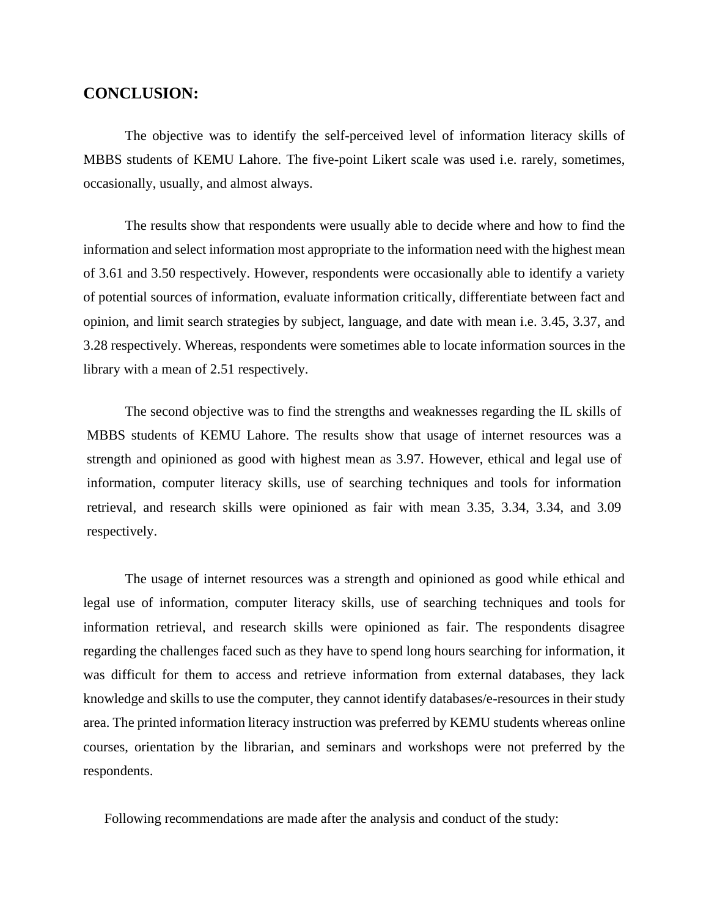## CONCLUSION:

The objective was to identify the self-perceived level of information literacy skills of MBBS students of KEMU Lahore. The five-point Likert scale was used i.e. rarely, sometimes, occasionally, usually, and almost always.

The results show that respondents were usually able to decide where and how to find the information and select information most appropriate to the information need with the highest mean of 3.61 and 3.50 respectively. However, respondents were occasionally able to identify a variety of potential sources of information, evaluate information critically, differentiate between fact and opinion, and limit search strategies by subject, language, and date with mean i.e. 3.45, 3.37, and 3.28 respectively. Whereas, respondents were sometimes able to locate information sources in the library with a mean of 2.51 respectively.

The second objective was to find the strengths and weaknesses regarding the IL skills of MBBS students of KEMU Lahore. The results show that usage of internet resources was a strength and opinioned as good with highest mean as 3.97. However, ethical and legal use of information, computer literacy skills, use of searching techniques and tools for information retrieval, and research skills were opinioned as fair with mean 3.35, 3.34, 3.34, and 3.09 respectively.

The usage of internet resources was a strength and opinioned as good while ethical and legal use of information, computer literacy skills, use of searching techniques and tools for information retrieval, and research skills were opinioned as fair. The respondents disagree regarding the challenges faced such as they have to spend long hours searching for information, it was difficult for them to access and retrieve information from external databases, they lack knowledge and skills to use the computer, they cannot identify databases/e-resources in their study area. The printed information literacy instruction was preferred by KEMU students whereas online courses, orientation by the librarian, and seminars and workshops were not preferred by the respondents.

Following recommendations are made after the analysis and conduct of the study: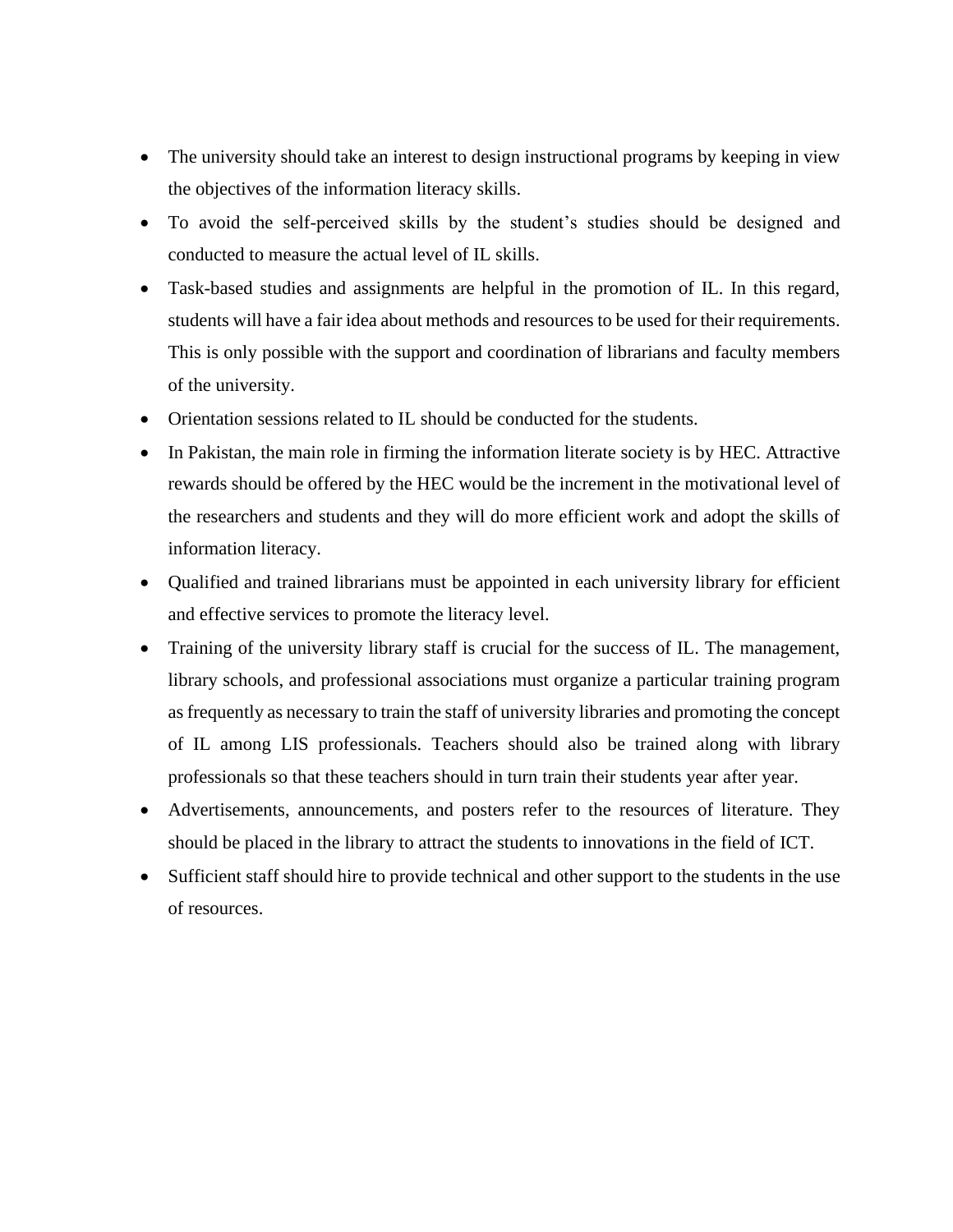- The university should take an interest to design instructional programs by keeping in view the objectives of the information literacy skills.
- To avoid the self-perceived skills by the student's studies should be designed and conducted to measure the actual level of IL skills.
- Task-based studies and assignments are helpful in the promotion of IL. In this regard, students will have a fair idea about methods and resources to be used for their requirements. This is only possible with the support and coordination of librarians and faculty members of the university.
- Orientation sessions related to IL should be conducted for the students.
- In Pakistan, the main role in firming the information literate society is by HEC. Attractive rewards should be offered by the HEC would be the increment in the motivational level of the researchers and students and they will do more efficient work and adopt the skills of information literacy.
- Qualified and trained librarians must be appointed in each university library for efficient and effective services to promote the literacy level.
- Training of the university library staff is crucial for the success of IL. The management, library schools, and professional associations must organize a particular training program as frequently as necessary to train the staff of university libraries and promoting the concept of IL among LIS professionals. Teachers should also be trained along with library professionals so that these teachers should in turn train their students year after year.
- Advertisements, announcements, and posters refer to the resources of literature. They should be placed in the library to attract the students to innovations in the field of ICT.
- Sufficient staff should hire to provide technical and other support to the students in the use of resources.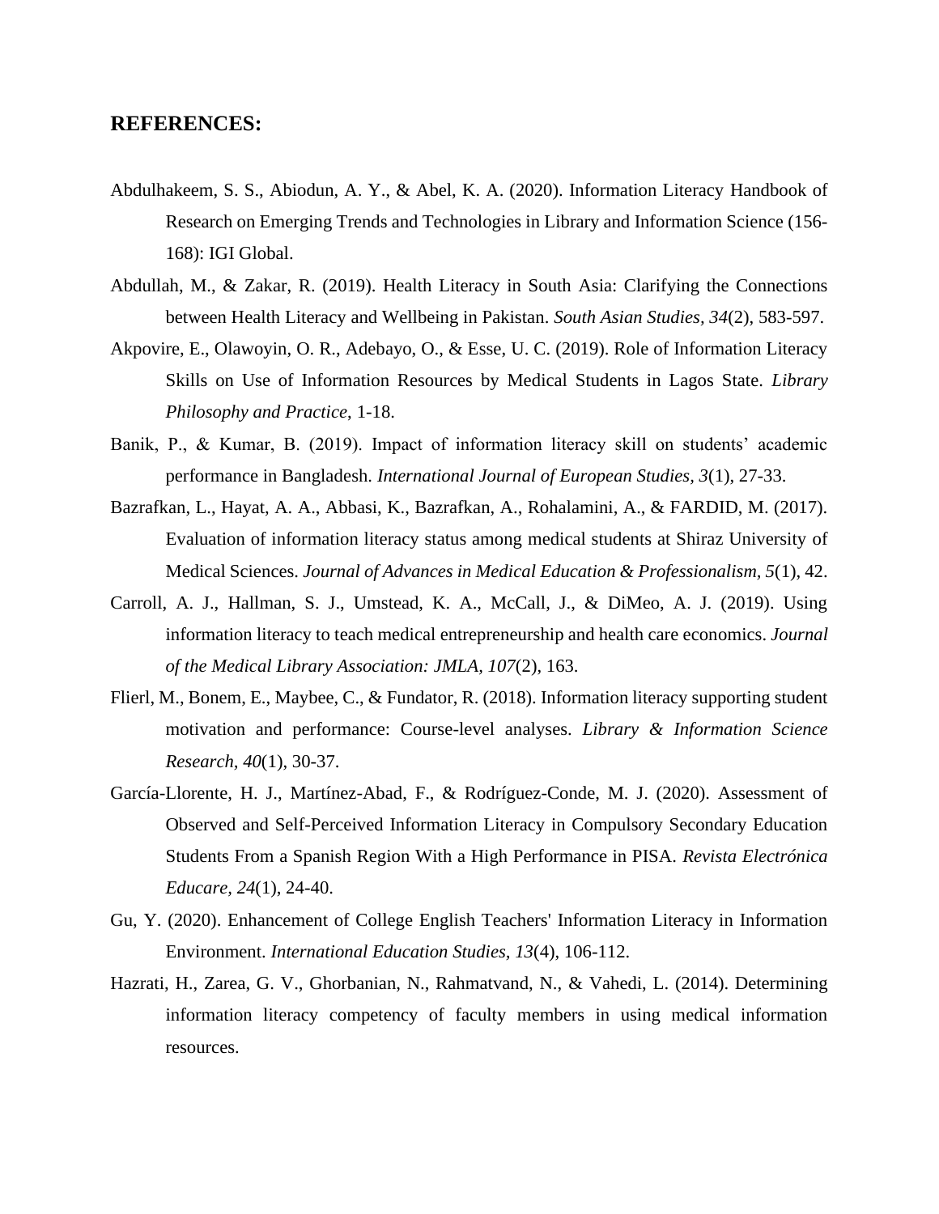## REFERENCES:

Abdulhakeem, S. S., Abiodun, A. Y., & Abel, K. A. (2020). Information Literacy Handbook of Research on Emerging Trends and Technologies in Library and Information Science (156-168): IGI Global.

Abdullah, M., & Zakar, R. (2019). Health Literacy in South Asia: Clarifying the Connections between Health Literacy and Wellbeing in Pakistan. *South Asian Studies, 34*(2), 583-597.

Akpovire, E., Olawoyin, O. R., Adebayo, O., & Esse, U. C. (2019). Role of Information Literacy Skills on Use of Information Resources by Medical Students in Lagos State. *Library Philosophy and Practice*, 1-18.

Banik, P., & Kumar, B. (2019). Impact of information literacy skill on students' academic performance in Bangladesh. *International Journal of European Studies, 3*(1), 27-33.

Bazrafkan, L., Hayat, A. A., Abbasi, K., Bazrafkan, A., Rohalamini, A., & FARDID, M. (2017). Evaluation of information literacy status among medical students at Shiraz University of Medical Sciences. *Journal of Advances in Medical Education & Professionalism, 5*(1), 42.

Carroll, A. J., Hallman, S. J., Umstead, K. A., McCall, J., & DiMeo, A. J. (2019). Using information literacy to teach medical entrepreneurship and health care economics. *Journal of the Medical Library Association: JMLA, 107*(2), 163.

Flierl, M., Bonem, E., Maybee, C., & Fundator, R. (2018). Information literacy supporting student motivation and performance: Course-level analyses. *Library & Information Science Research, 40*(1), 30-37.

García-Llorente, H. J., Martínez-Abad, F., & Rodríguez-Conde, M. J. (2020). Assessment of Observed and Self-Perceived Information Literacy in Compulsory Secondary Education Students From a Spanish Region With a High Performance in PISA. *Revista Electrónica Educare, 24*(1), 24-40.

Gu, Y. (2020). Enhancement of College English Teachers' Information Literacy in Information Environment. *International Education Studies, 13*(4), 106-112.

Hazrati, H., Zarea, G. V., Ghorbanian, N., Rahmatvand, N., & Vahedi, L. (2014). Determining information literacy competency of faculty members in using medical information resources.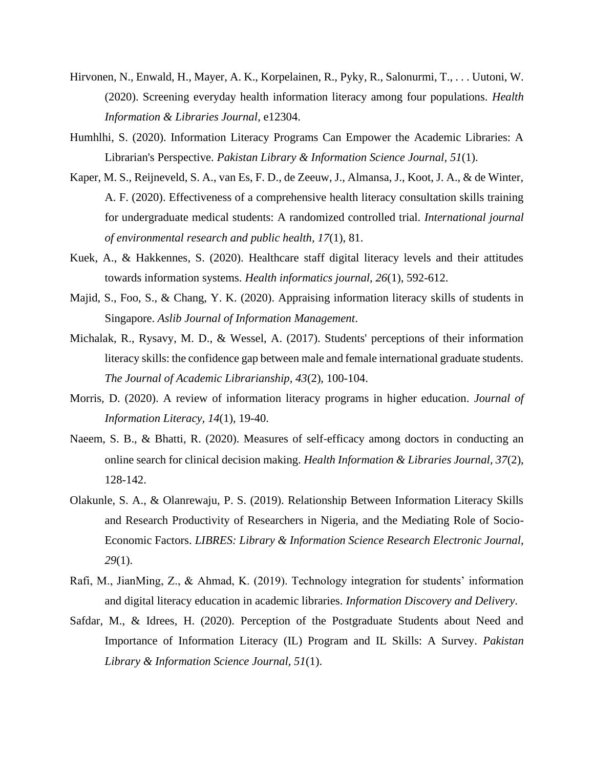Hirvonen, N., Enwald, H., Mayer, A. K., Korpelainen, R., Pyky, R., Salonurmi, T., . . . Uutoni, W. (2020). Screening everyday health information literacy among four populations. *Health Information & Libraries Journal*, e12304.

Humhlhi, S. (2020). Information Literacy Programs Can Empower the Academic Libraries: A Librarian's Perspective. *Pakistan Library & Information Science Journal, 51*(1).

Kaper, M. S., Reijneveld, S. A., van Es, F. D., de Zeeuw, J., Almansa, J., Koot, J. A., & de Winter, A. F. (2020). Effectiveness of a comprehensive health literacy consultation skills training for undergraduate medical students: A randomized controlled trial. *International journal of environmental research and public health, 17*(1), 81.

Kuek, A., & Hakkennes, S. (2020). Healthcare staff digital literacy levels and their attitudes towards information systems. *Health informatics journal, 26*(1), 592-612.

Majid, S., Foo, S., & Chang, Y. K. (2020). Appraising information literacy skills of students in Singapore. *Aslib Journal of Information Management*.

Michalak, R., Rysavy, M. D., & Wessel, A. (2017). Students' perceptions of their information literacy skills: the confidence gap between male and female international graduate students. *The Journal of Academic Librarianship, 43*(2), 100-104.

Morris, D. (2020). A review of information literacy programs in higher education. *Journal of Information Literacy, 14*(1), 19-40.

Naeem, S. B., & Bhatti, R. (2020). Measures of self-efficacy among doctors in conducting an online search for clinical decision making. *Health Information & Libraries Journal, 37*(2), 128-142.

Olakunle, S. A., & Olanrewaju, P. S. (2019). Relationship Between Information Literacy Skills and Research Productivity of Researchers in Nigeria, and the Mediating Role of Socio-Economic Factors. *LIBRES: Library & Information Science Research Electronic Journal, 29*(1).

Rafi, M., JianMing, Z., & Ahmad, K. (2019). Technology integration for students' information and digital literacy education in academic libraries. *Information Discovery and Delivery*.

Safdar, M., & Idrees, H. (2020). Perception of the Postgraduate Students about Need and Importance of Information Literacy (IL) Program and IL Skills: A Survey. *Pakistan Library & Information Science Journal, 51*(1).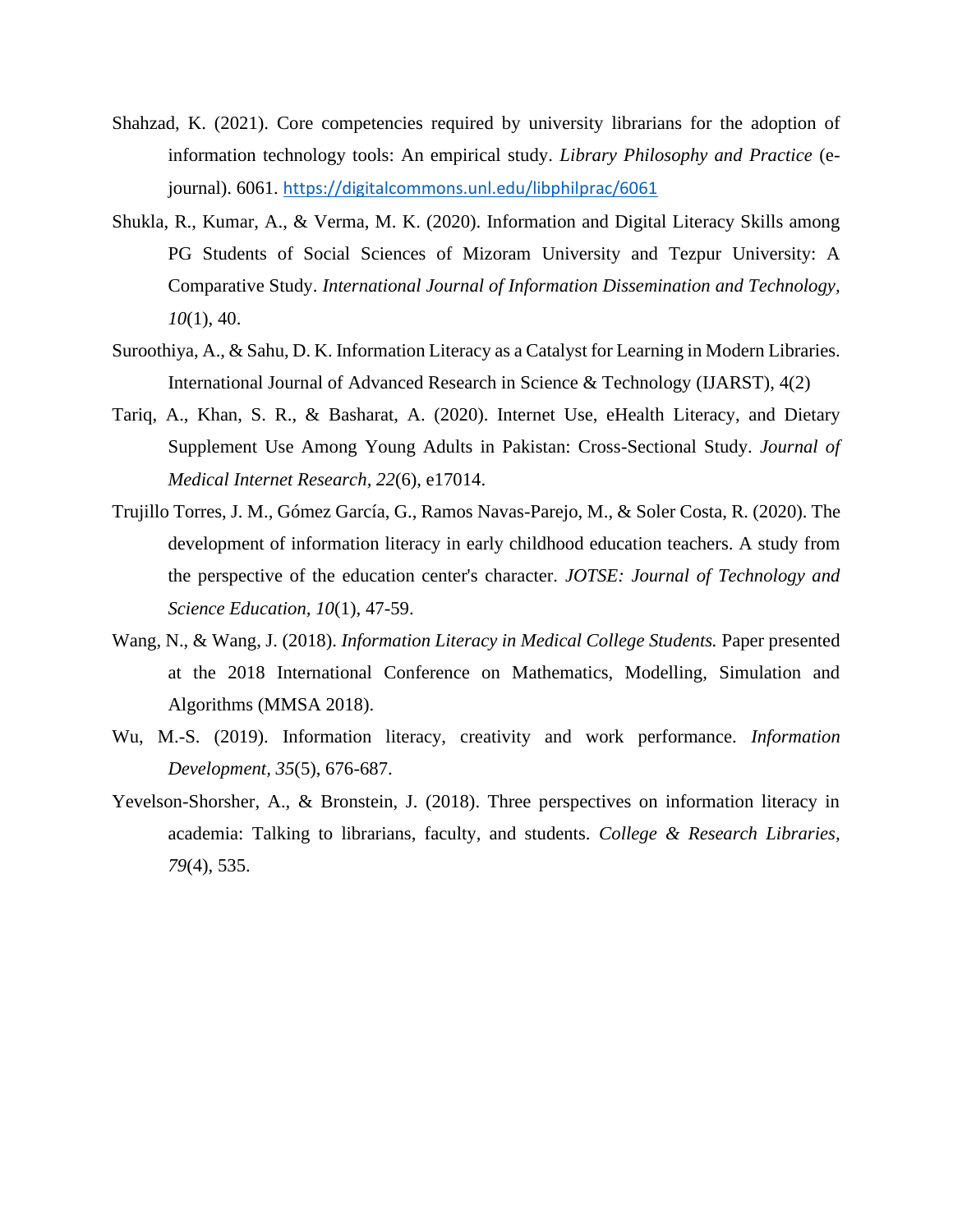Shahzad, K. (2021). Core competencies required by university librarians for the adoption of information technology tools: An empirical study. *Library Philosophy and Practice* (e-journal). 6061. https://digitalcommons.unl.edu/libphilprac/6061

Shukla, R., Kumar, A., & Verma, M. K. (2020). Information and Digital Literacy Skills among PG Students of Social Sciences of Mizoram University and Tezpur University: A Comparative Study. *International Journal of Information Dissemination and Technology, 10*(1), 40.

Suroothiya, A., & Sahu, D. K. Information Literacy as a Catalyst for Learning in Modern Libraries. International Journal of Advanced Research in Science & Technology (IJARST), 4(2)

Tariq, A., Khan, S. R., & Basharat, A. (2020). Internet Use, eHealth Literacy, and Dietary Supplement Use Among Young Adults in Pakistan: Cross-Sectional Study. *Journal of Medical Internet Research, 22*(6), e17014.

Trujillo Torres, J. M., Gómez García, G., Ramos Navas-Parejo, M., & Soler Costa, R. (2020). The development of information literacy in early childhood education teachers. A study from the perspective of the education center's character. *JOTSE: Journal of Technology and Science Education, 10*(1), 47-59.

Wang, N., & Wang, J. (2018). *Information Literacy in Medical College Students.* Paper presented at the 2018 International Conference on Mathematics, Modelling, Simulation and Algorithms (MMSA 2018).

Wu, M.-S. (2019). Information literacy, creativity and work performance. *Information Development, 35*(5), 676-687.

Yevelson-Shorsher, A., & Bronstein, J. (2018). Three perspectives on information literacy in academia: Talking to librarians, faculty, and students. *College & Research Libraries, 79*(4), 535.